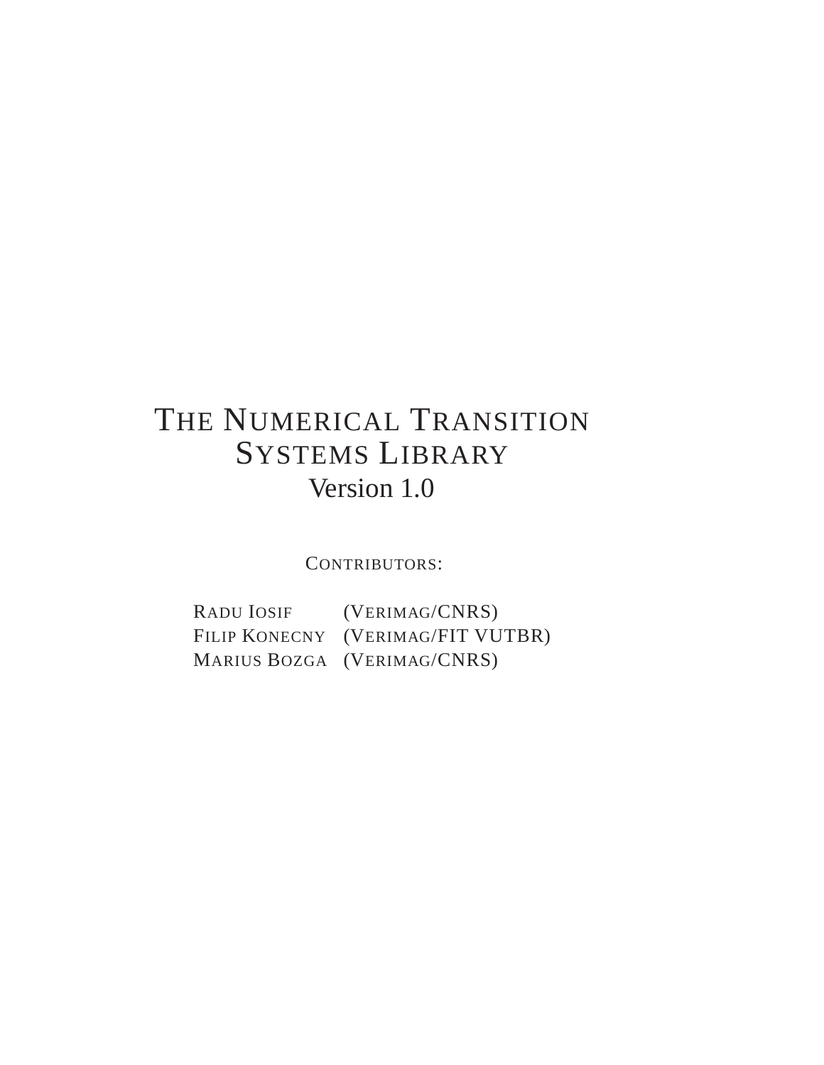# The Numerical Transition Systems Library

## Version 1.0

Contributors:

| | |
|---|---|
| Radu Iosif | (Verimag/CNRS) |
| Filip Konecny | (Verimag/FIT VUTBR) |
| Marius Bozga | (Verimag/CNRS) |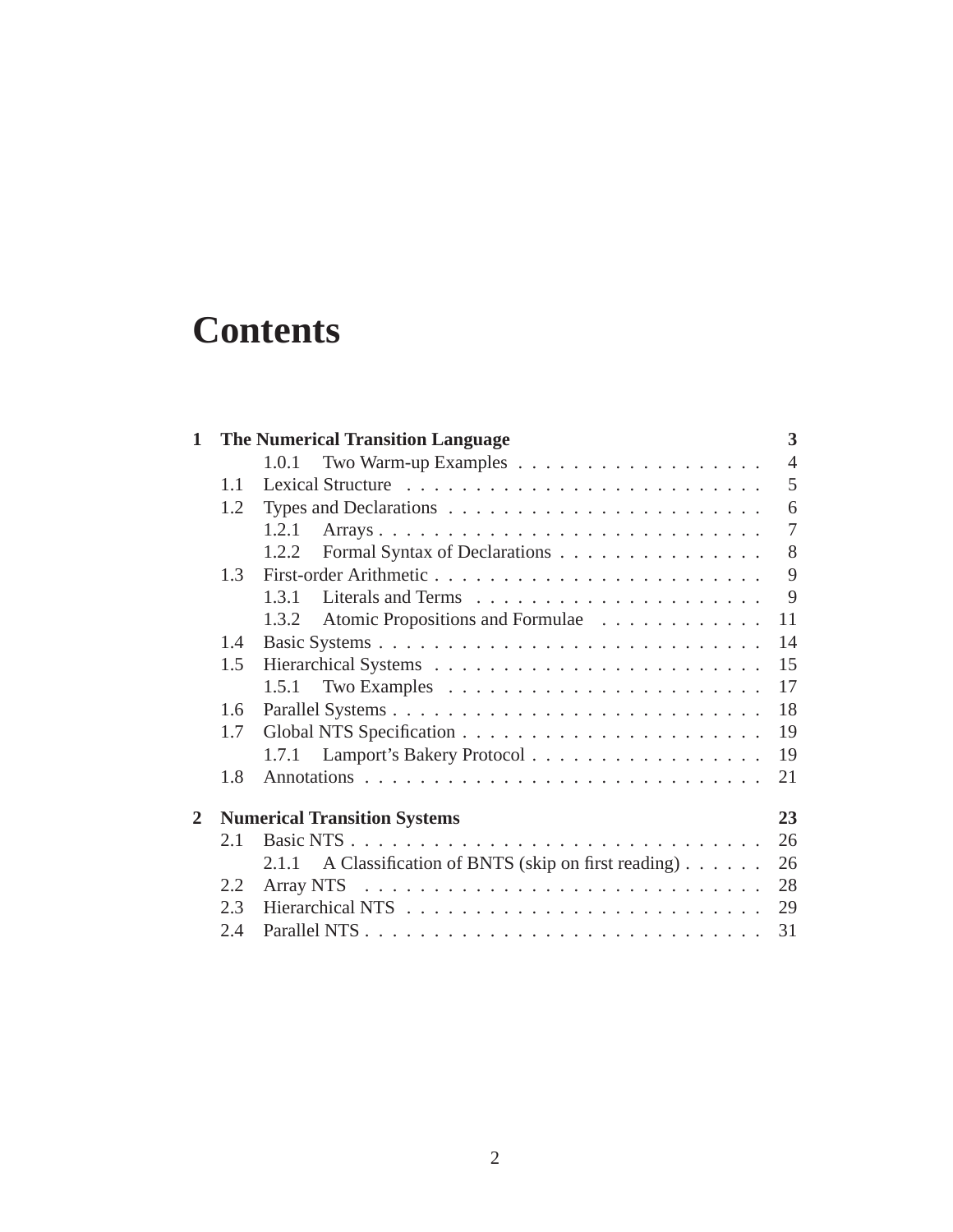# Contents

| | | | |
|---|---|---|---|
| **1** | **The Numerical Transition Language** | | **3** |
| | | 1.0.1 Two Warm-up Examples | 4 |
| | 1.1 | Lexical Structure | 5 |
| | 1.2 | Types and Declarations | 6 |
| | | 1.2.1 Arrays | 7 |
| | | 1.2.2 Formal Syntax of Declarations | 8 |
| | 1.3 | First-order Arithmetic | 9 |
| | | 1.3.1 Literals and Terms | 9 |
| | | 1.3.2 Atomic Propositions and Formulae | 11 |
| | 1.4 | Basic Systems | 14 |
| | 1.5 | Hierarchical Systems | 15 |
| | | 1.5.1 Two Examples | 17 |
| | 1.6 | Parallel Systems | 18 |
| | 1.7 | Global NTS Specification | 19 |
| | | 1.7.1 Lamport's Bakery Protocol | 19 |
| | 1.8 | Annotations | 21 |
| **2** | **Numerical Transition Systems** | | **23** |
| | 2.1 | Basic NTS | 26 |
| | | 2.1.1 A Classification of BNTS (skip on first reading) | 26 |
| | 2.2 | Array NTS | 28 |
| | 2.3 | Hierarchical NTS | 29 |
| | 2.4 | Parallel NTS | 31 |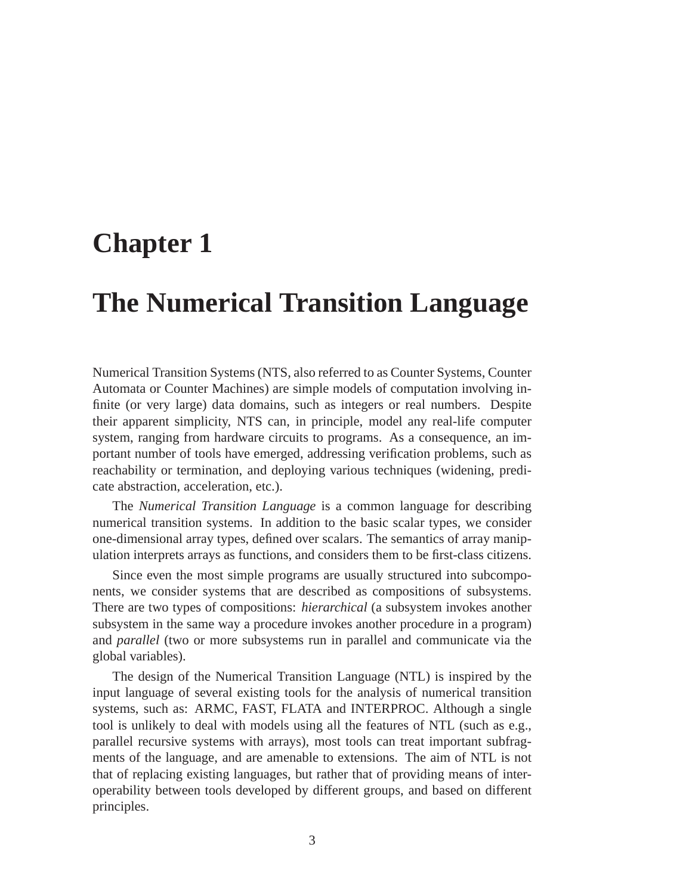# Chapter 1

# The Numerical Transition Language

Numerical Transition Systems (NTS, also referred to as Counter Systems, Counter Automata or Counter Machines) are simple models of computation involving infinite (or very large) data domains, such as integers or real numbers. Despite their apparent simplicity, NTS can, in principle, model any real-life computer system, ranging from hardware circuits to programs. As a consequence, an important number of tools have emerged, addressing verification problems, such as reachability or termination, and deploying various techniques (widening, predicate abstraction, acceleration, etc.).

The *Numerical Transition Language* is a common language for describing numerical transition systems. In addition to the basic scalar types, we consider one-dimensional array types, defined over scalars. The semantics of array manipulation interprets arrays as functions, and considers them to be first-class citizens.

Since even the most simple programs are usually structured into subcomponents, we consider systems that are described as compositions of subsystems. There are two types of compositions: *hierarchical* (a subsystem invokes another subsystem in the same way a procedure invokes another procedure in a program) and *parallel* (two or more subsystems run in parallel and communicate via the global variables).

The design of the Numerical Transition Language (NTL) is inspired by the input language of several existing tools for the analysis of numerical transition systems, such as: ARMC, FAST, FLATA and INTERPROC. Although a single tool is unlikely to deal with models using all the features of NTL (such as e.g., parallel recursive systems with arrays), most tools can treat important subfragments of the language, and are amenable to extensions. The aim of NTL is not that of replacing existing languages, but rather that of providing means of interoperability between tools developed by different groups, and based on different principles.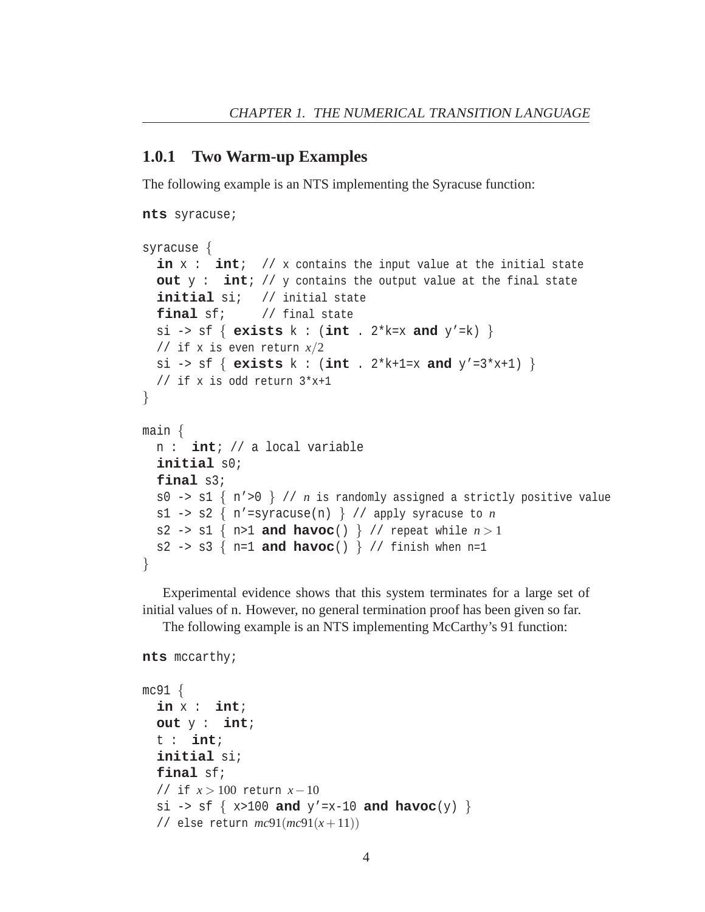### 1.0.1 Two Warm-up Examples

The following example is an NTS implementing the Syracuse function:

```
nts syracuse;

syracuse {
  in x : int;  // x contains the input value at the initial state
  out y : int; // y contains the output value at the final state
  initial si;  // initial state
  final sf;    // final state
  si -> sf { exists k : (int . 2*k=x and y'=k) }
  // if x is even return x/2
  si -> sf { exists k : (int . 2*k+1=x and y'=3*x+1) }
  // if x is odd return 3*x+1
}

main {
  n : int; // a local variable
  initial s0;
  final s3;
  s0 -> s1 { n'>0 } // n is randomly assigned a strictly positive value
  s1 -> s2 { n'=syracuse(n) } // apply syracuse to n
  s2 -> s1 { n>1 and havoc() } // repeat while n > 1
  s2 -> s3 { n=1 and havoc() } // finish when n=1
}
```

Experimental evidence shows that this system terminates for a large set of initial values of n. However, no general termination proof has been given so far.

The following example is an NTS implementing McCarthy's 91 function:

```
nts mccarthy;

mc91 {
  in x : int;
  out y : int;
  t : int;
  initial si;
  final sf;
  // if x > 100 return x − 10
  si -> sf { x>100 and y'=x-10 and havoc(y) }
  // else return mc91(mc91(x + 11))
```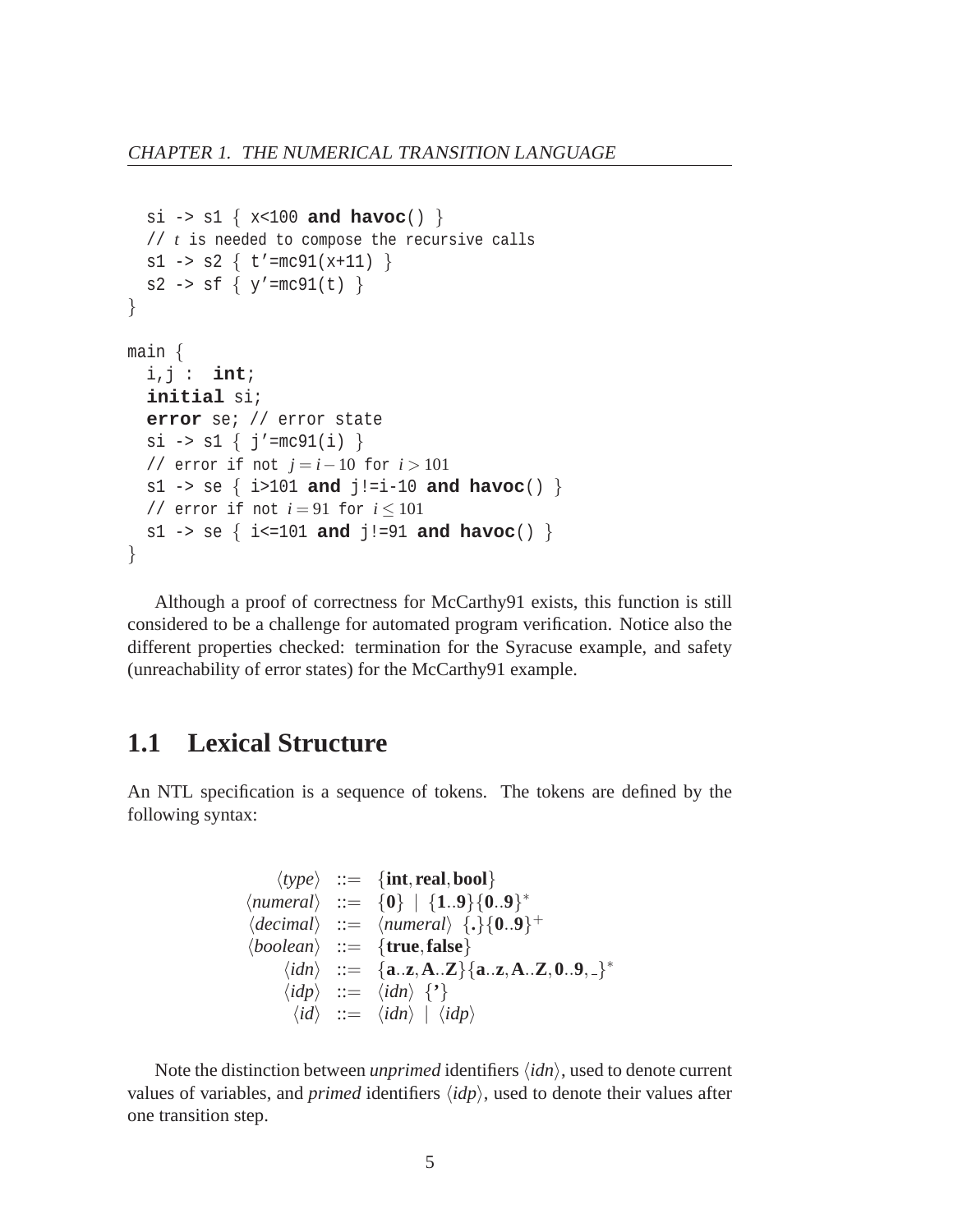```
  si -> s1 { x<100 and havoc() }
  // t is needed to compose the recursive calls
  s1 -> s2 { t'=mc91(x+11) }
  s2 -> sf { y'=mc91(t) }
}

main {
  i,j :  int;
  initial si;
  error se; // error state
  si -> s1 { j'=mc91(i) }
  // error if not j = i − 10 for i > 101
  s1 -> se { i>101 and j!=i-10 and havoc() }
  // error if not i = 91 for i ≤ 101
  s1 -> se { i<=101 and j!=91 and havoc() }
}
```

Although a proof of correctness for McCarthy91 exists, this function is still considered to be a challenge for automated program verification. Notice also the different properties checked: termination for the Syracuse example, and safety (unreachability of error states) for the McCarthy91 example.

## 1.1 Lexical Structure

An NTL specification is a sequence of tokens. The tokens are defined by the following syntax:

$$
\begin{array}{rcl}
\langle type \rangle & ::= & \{\textbf{int}, \textbf{real}, \textbf{bool}\} \\
\langle numeral \rangle & ::= & \{\textbf{0}\} \mid \{\textbf{1}..\textbf{9}\}\{\textbf{0}..\textbf{9}\}^* \\
\langle decimal \rangle & ::= & \langle numeral \rangle \ \{\textbf{.}\}\{\textbf{0}..\textbf{9}\}^+ \\
\langle boolean \rangle & ::= & \{\textbf{true}, \textbf{false}\} \\
\langle idn \rangle & ::= & \{\textbf{a}..\textbf{z}, \textbf{A}..\textbf{Z}\}\{\textbf{a}..\textbf{z}, \textbf{A}..\textbf{Z}, \textbf{0}..\textbf{9}, \_\}^* \\
\langle idp \rangle & ::= & \langle idn \rangle \ \{\textbf{'}\} \\
\langle id \rangle & ::= & \langle idn \rangle \mid \langle idp \rangle
\end{array}
$$

Note the distinction between *unprimed* identifiers $\langle idn \rangle$, used to denote current values of variables, and *primed* identifiers $\langle idp \rangle$, used to denote their values after one transition step.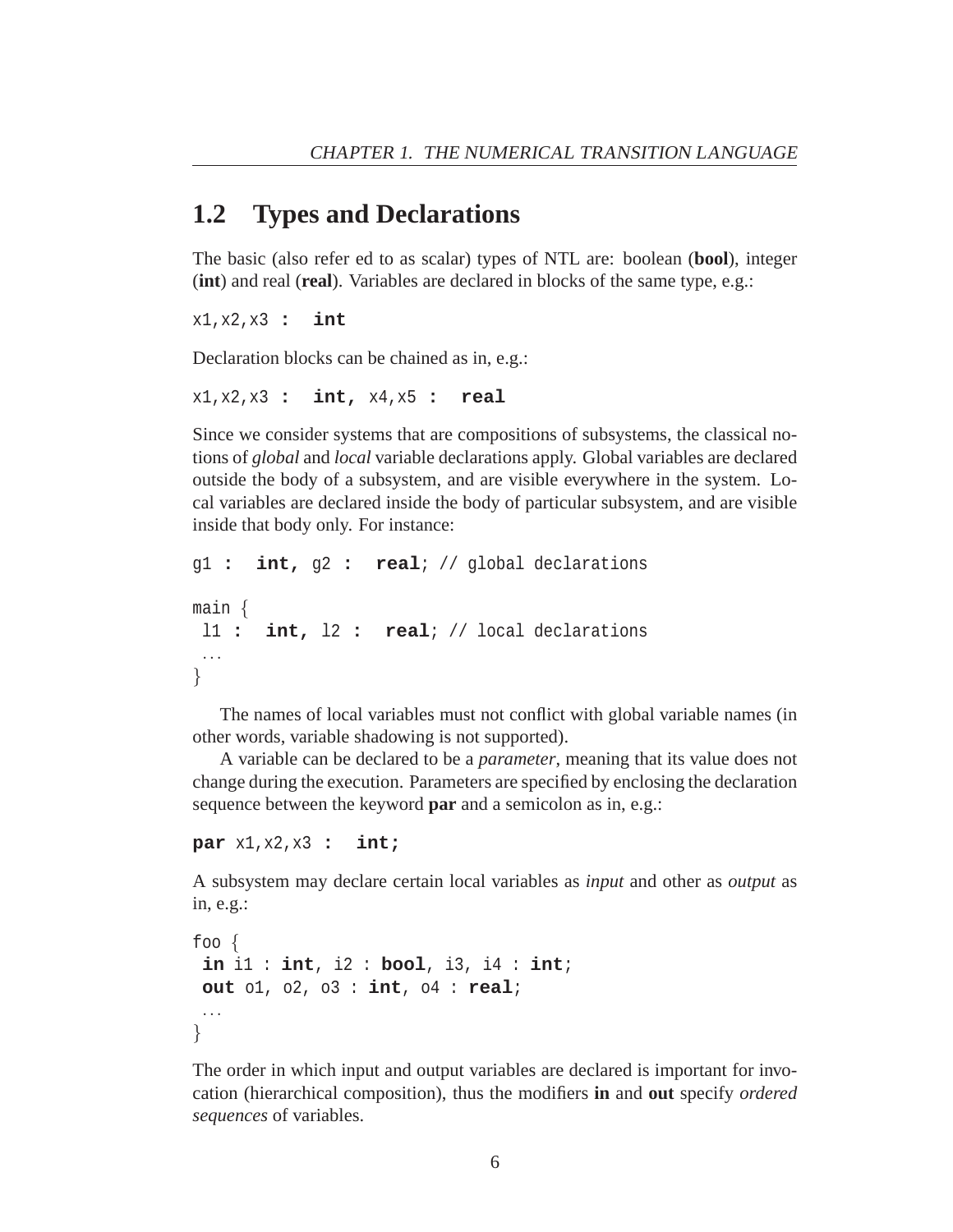## 1.2 Types and Declarations

The basic (also refer ed to as scalar) types of NTL are: boolean (**bool**), integer (**int**) and real (**real**). Variables are declared in blocks of the same type, e.g.:

```
x1,x2,x3 :  int
```

Declaration blocks can be chained as in, e.g.:

```
x1,x2,x3 :  int, x4,x5 :  real
```

Since we consider systems that are compositions of subsystems, the classical notions of *global* and *local* variable declarations apply. Global variables are declared outside the body of a subsystem, and are visible everywhere in the system. Local variables are declared inside the body of particular subsystem, and are visible inside that body only. For instance:

```
g1 :  int, g2 :  real; // global declarations

main {
 l1 :  int, l2 :  real; // local declarations
 ...
}
```

The names of local variables must not conflict with global variable names (in other words, variable shadowing is not supported).

A variable can be declared to be a *parameter*, meaning that its value does not change during the execution. Parameters are specified by enclosing the declaration sequence between the keyword **par** and a semicolon as in, e.g.:

```
par x1,x2,x3 :  int;
```

A subsystem may declare certain local variables as *input* and other as *output* as in, e.g.:

```
foo {
 in i1 : int, i2 : bool, i3, i4 : int;
 out o1, o2, o3 : int, o4 : real;
 ...
}
```

The order in which input and output variables are declared is important for invocation (hierarchical composition), thus the modifiers **in** and **out** specify *ordered sequences* of variables.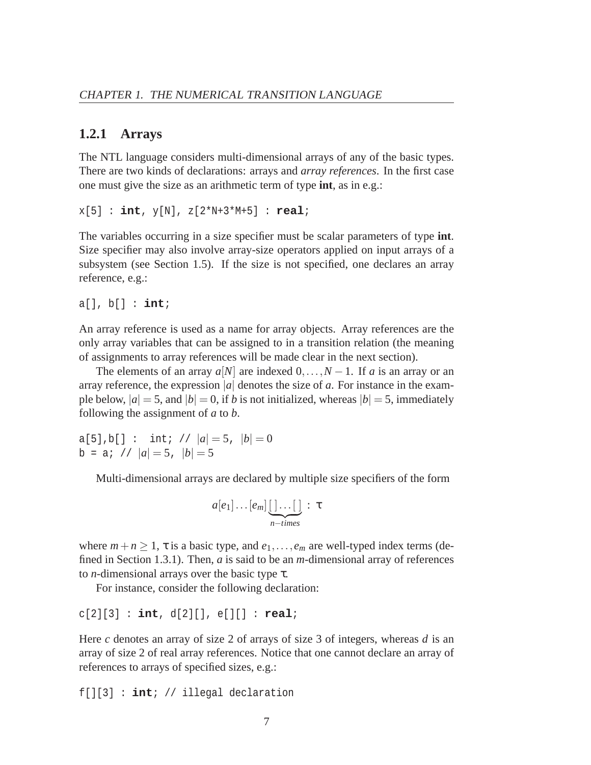### 1.2.1 Arrays

The NTL language considers multi-dimensional arrays of any of the basic types. There are two kinds of declarations: arrays and *array references*. In the first case one must give the size as an arithmetic term of type **int**, as in e.g.:

```
x[5] : int, y[N], z[2*N+3*M+5] : real;
```

The variables occurring in a size specifier must be scalar parameters of type **int**. Size specifier may also involve array-size operators applied on input arrays of a subsystem (see Section 1.5). If the size is not specified, one declares an array reference, e.g.:

```
a[], b[] : int;
```

An array reference is used as a name for array objects. Array references are the only array variables that can be assigned to in a transition relation (the meaning of assignments to array references will be made clear in the next section).

The elements of an array $a[N]$ are indexed $0,\ldots,N-1$. If $a$ is an array or an array reference, the expression $|a|$ denotes the size of $a$. For instance in the example below, $|a| = 5$, and $|b| = 0$, if $b$ is not initialized, whereas $|b| = 5$, immediately following the assignment of $a$ to $b$.

```
a[5],b[] :  int; // |a| = 5, |b| = 0
b = a; // |a| = 5, |b| = 5
```

Multi-dimensional arrays are declared by multiple size specifiers of the form

$$a[e_1]\ldots[e_m]\underbrace{[\,]\ldots[\,]}_{n-times} : \tau$$

where $m+n \geq 1$, $\tau$ is a basic type, and $e_1,\ldots,e_m$ are well-typed index terms (defined in Section 1.3.1). Then, $a$ is said to be an $m$-dimensional array of references to $n$-dimensional arrays over the basic type $\tau$.

For instance, consider the following declaration:

```
c[2][3] : int, d[2][], e[][] : real;
```

Here $c$ denotes an array of size 2 of arrays of size 3 of integers, whereas $d$ is an array of size 2 of real array references. Notice that one cannot declare an array of references to arrays of specified sizes, e.g.:

```
f[][3] : int; // illegal declaration
```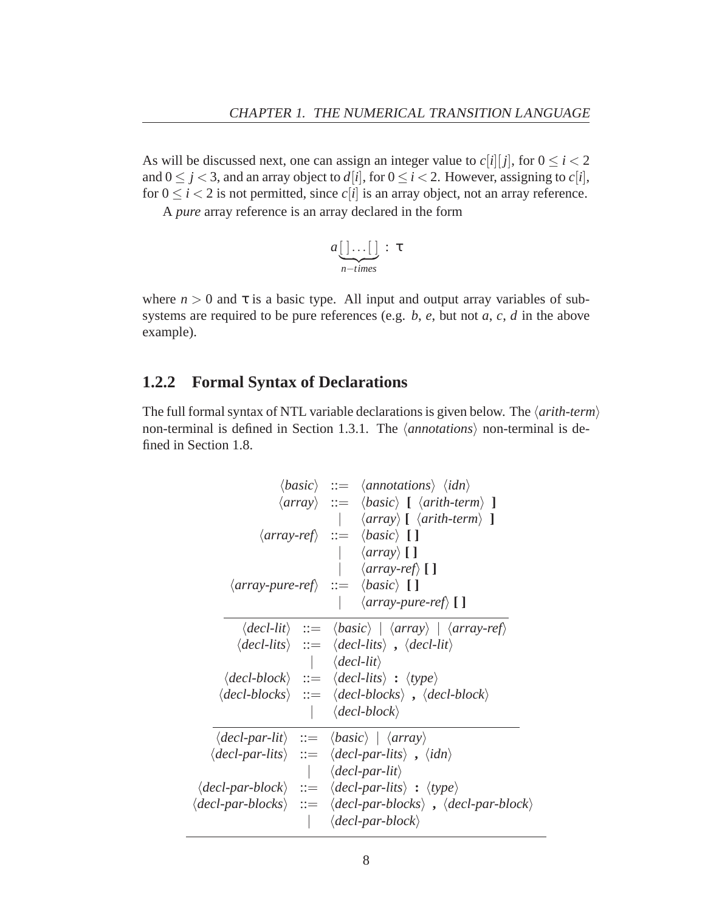As will be discussed next, one can assign an integer value to $c[i][j]$, for $0 \leq i < 2$ and $0 \leq j < 3$, and an array object to $d[i]$, for $0 \leq i < 2$. However, assigning to $c[i]$, for $0 \leq i < 2$ is not permitted, since $c[i]$ is an array object, not an array reference.

A *pure* array reference is an array declared in the form

$$a\underbrace{[\,]\ldots[\,]}_{n-times} \,:\, \tau$$

where $n > 0$ and $\tau$ is a basic type. All input and output array variables of subsystems are required to be pure references (e.g. $b$, $e$, but not $a$, $c$, $d$ in the above example).

### 1.2.2 Formal Syntax of Declarations

The full formal syntax of NTL variable declarations is given below. The ⟨*arith-term*⟩ non-terminal is defined in Section 1.3.1. The ⟨*annotations*⟩ non-terminal is defined in Section 1.8.

```
⟨basic⟩            ::= ⟨annotations⟩ ⟨idn⟩
⟨array⟩            ::= ⟨basic⟩ [ ⟨arith-term⟩ ]
                     | ⟨array⟩ [ ⟨arith-term⟩ ]
⟨array-ref⟩        ::= ⟨basic⟩ [ ]
                     | ⟨array⟩ [ ]
                     | ⟨array-ref⟩ [ ]
⟨array-pure-ref⟩   ::= ⟨basic⟩ [ ]
                     | ⟨array-pure-ref⟩ [ ]
------------------------------------------------------------
⟨decl-lit⟩         ::= ⟨basic⟩ | ⟨array⟩ | ⟨array-ref⟩
⟨decl-lits⟩        ::= ⟨decl-lits⟩ , ⟨decl-lit⟩
                     | ⟨decl-lit⟩
⟨decl-block⟩       ::= ⟨decl-lits⟩ : ⟨type⟩
⟨decl-blocks⟩      ::= ⟨decl-blocks⟩ , ⟨decl-block⟩
                     | ⟨decl-block⟩
------------------------------------------------------------
⟨decl-par-lit⟩     ::= ⟨basic⟩ | ⟨array⟩
⟨decl-par-lits⟩    ::= ⟨decl-par-lits⟩ , ⟨idn⟩
                     | ⟨decl-par-lit⟩
⟨decl-par-block⟩   ::= ⟨decl-par-lits⟩ : ⟨type⟩
⟨decl-par-blocks⟩  ::= ⟨decl-par-blocks⟩ , ⟨decl-par-block⟩
                     | ⟨decl-par-block⟩
```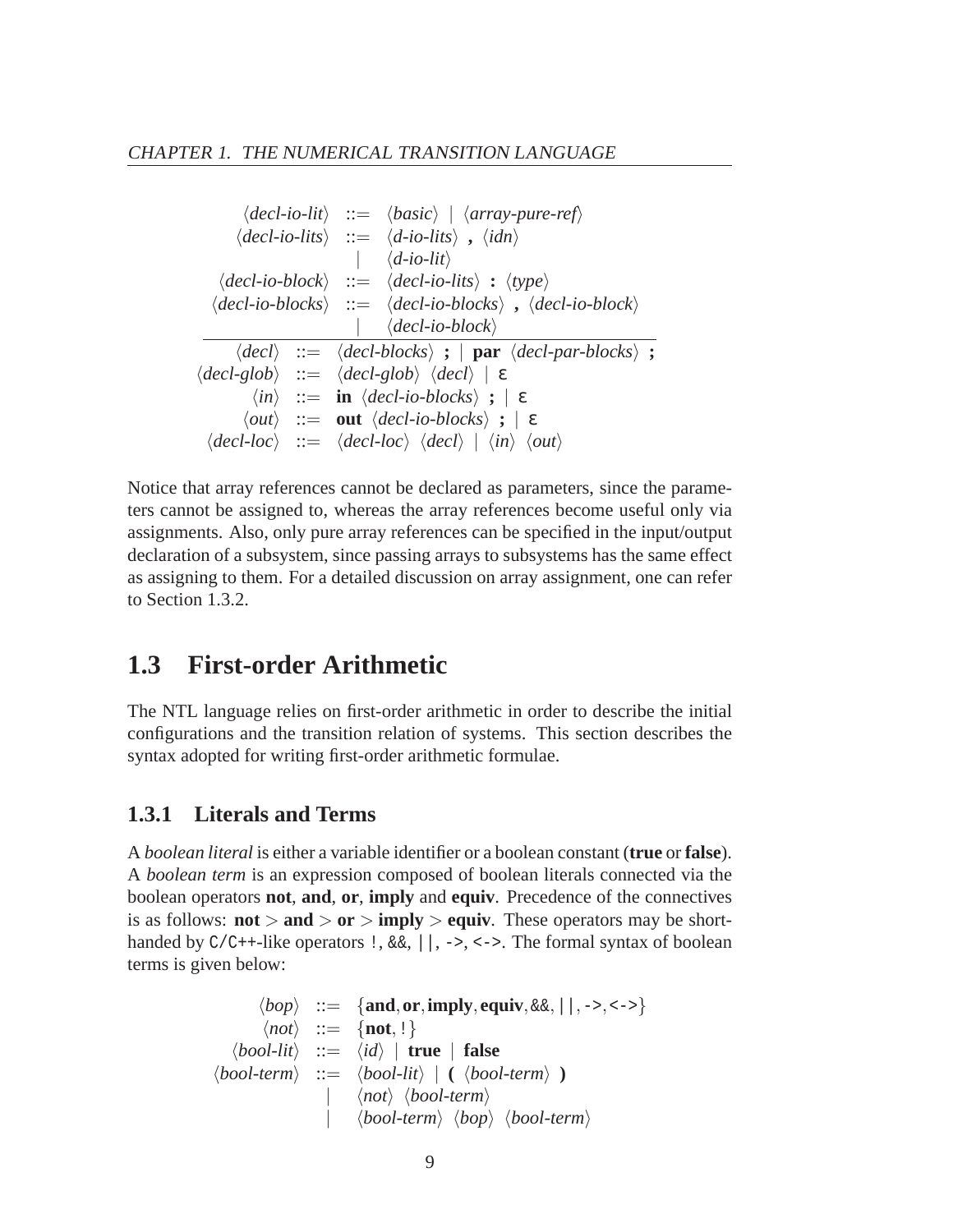$$
\begin{array}{rcl}
\langle \textit{decl-io-lit} \rangle & ::= & \langle \textit{basic} \rangle \mid \langle \textit{array-pure-ref} \rangle \\
\langle \textit{decl-io-lits} \rangle & ::= & \langle \textit{d-io-lits} \rangle \;\textbf{,}\; \langle \textit{idn} \rangle \\
& | & \langle \textit{d-io-lit} \rangle \\
\langle \textit{decl-io-block} \rangle & ::= & \langle \textit{decl-io-lits} \rangle \;\textbf{:}\; \langle \textit{type} \rangle \\
\langle \textit{decl-io-blocks} \rangle & ::= & \langle \textit{decl-io-blocks} \rangle \;\textbf{,}\; \langle \textit{decl-io-block} \rangle \\
& | & \langle \textit{decl-io-block} \rangle
\end{array}
$$

$$
\begin{array}{rcl}
\langle \textit{decl} \rangle & ::= & \langle \textit{decl-blocks} \rangle \;\textbf{;} \mid \textbf{par} \; \langle \textit{decl-par-blocks} \rangle \;\textbf{;} \\
\langle \textit{decl-glob} \rangle & ::= & \langle \textit{decl-glob} \rangle \; \langle \textit{decl} \rangle \mid \varepsilon \\
\langle \textit{in} \rangle & ::= & \textbf{in} \; \langle \textit{decl-io-blocks} \rangle \;\textbf{;} \mid \varepsilon \\
\langle \textit{out} \rangle & ::= & \textbf{out} \; \langle \textit{decl-io-blocks} \rangle \;\textbf{;} \mid \varepsilon \\
\langle \textit{decl-loc} \rangle & ::= & \langle \textit{decl-loc} \rangle \; \langle \textit{decl} \rangle \mid \langle \textit{in} \rangle \; \langle \textit{out} \rangle
\end{array}
$$

Notice that array references cannot be declared as parameters, since the parameters cannot be assigned to, whereas the array references become useful only via assignments. Also, only pure array references can be specified in the input/output declaration of a subsystem, since passing arrays to subsystems has the same effect as assigning to them. For a detailed discussion on array assignment, one can refer to Section 1.3.2.

## 1.3 First-order Arithmetic

The NTL language relies on first-order arithmetic in order to describe the initial configurations and the transition relation of systems. This section describes the syntax adopted for writing first-order arithmetic formulae.

### 1.3.1 Literals and Terms

A *boolean literal* is either a variable identifier or a boolean constant (**true** or **false**). A *boolean term* is an expression composed of boolean literals connected via the boolean operators **not**, **and**, **or**, **imply** and **equiv**. Precedence of the connectives is as follows: **not** > **and** > **or** > **imply** > **equiv**. These operators may be shorthanded by C/C++-like operators `!`, `&&`, `||`, `->`, `<->`. The formal syntax of boolean terms is given below:

$$
\begin{array}{rcl}
\langle \textit{bop} \rangle & ::= & \{\textbf{and}, \textbf{or}, \textbf{imply}, \textbf{equiv}, \texttt{\&\&}, \texttt{||}, \texttt{->}, \texttt{<->}\} \\
\langle \textit{not} \rangle & ::= & \{\textbf{not}, \texttt{!}\} \\
\langle \textit{bool-lit} \rangle & ::= & \langle \textit{id} \rangle \mid \textbf{true} \mid \textbf{false} \\
\langle \textit{bool-term} \rangle & ::= & \langle \textit{bool-lit} \rangle \mid \textbf{(} \; \langle \textit{bool-term} \rangle \; \textbf{)} \\
& | & \langle \textit{not} \rangle \; \langle \textit{bool-term} \rangle \\
& | & \langle \textit{bool-term} \rangle \; \langle \textit{bop} \rangle \; \langle \textit{bool-term} \rangle
\end{array}
$$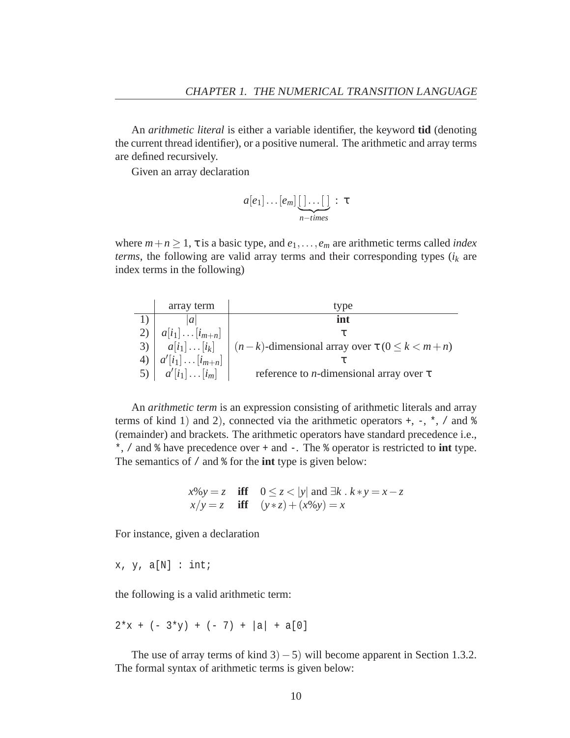An *arithmetic literal* is either a variable identifier, the keyword **tid** (denoting the current thread identifier), or a positive numeral. The arithmetic and array terms are defined recursively.

Given an array declaration

$$a[e_1]\ldots[e_m]\underbrace{[\,]\ldots[\,]}_{n-times}\ :\ \tau$$

where $m+n \geq 1$, $\tau$ is a basic type, and $e_1,\ldots,e_m$ are arithmetic terms called *index terms*, the following are valid array terms and their corresponding types ($i_k$ are index terms in the following)

| | array term | type |
|---|---|---|
| 1) | $\lvert a \rvert$ | **int** |
| 2) | $a[i_1]\ldots[i_{m+n}]$ | $\tau$ |
| 3) | $a[i_1]\ldots[i_k]$ | $(n-k)$-dimensional array over $\tau\,(0 \leq k < m+n)$ |
| 4) | $a'[i_1]\ldots[i_{m+n}]$ | $\tau$ |
| 5) | $a'[i_1]\ldots[i_m]$ | reference to $n$-dimensional array over $\tau$ |

An *arithmetic term* is an expression consisting of arithmetic literals and array terms of kind 1) and 2), connected via the arithmetic operators `+`, `-`, `*`, `/` and `%` (remainder) and brackets. The arithmetic operators have standard precedence i.e., `*`, `/` and `%` have precedence over `+` and `-`. The `%` operator is restricted to **int** type. The semantics of `/` and `%` for the **int** type is given below:

$$x\%y = z \quad \textbf{iff} \quad 0 \leq z < |y| \text{ and } \exists k \,.\, k*y = x-z$$
$$x/y = z \quad \textbf{iff} \quad (y*z)+(x\%y) = x$$

For instance, given a declaration

```
x, y, a[N] : int;
```

the following is a valid arithmetic term:

```
2*x + (- 3*y) + (- 7) + |a| + a[0]
```

The use of array terms of kind $3)-5)$ will become apparent in Section 1.3.2. The formal syntax of arithmetic terms is given below: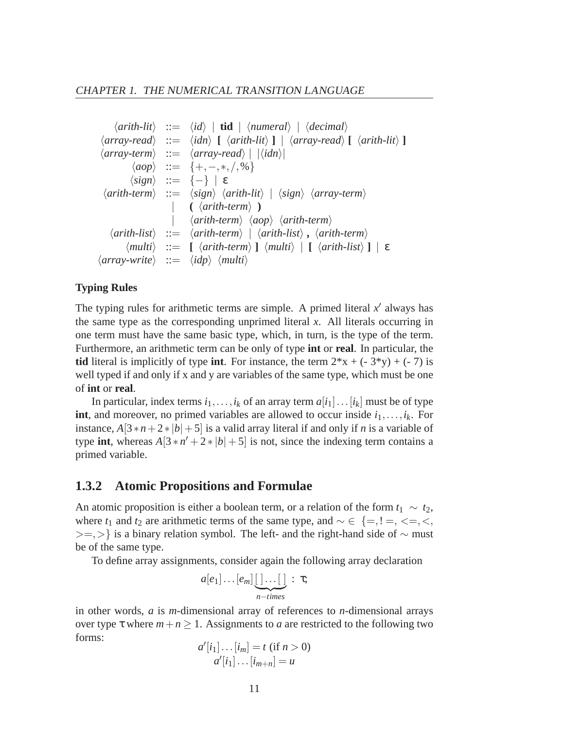$$
\begin{array}{rcl}
\langle \textit{arith-lit} \rangle & ::= & \langle \textit{id} \rangle \mid \textbf{tid} \mid \langle \textit{numeral} \rangle \mid \langle \textit{decimal} \rangle \\
\langle \textit{array-read} \rangle & ::= & \langle \textit{idn} \rangle \ \textbf{[} \ \langle \textit{arith-lit} \rangle \ \textbf{]} \mid \langle \textit{array-read} \rangle \ \textbf{[} \ \langle \textit{arith-lit} \rangle \ \textbf{]} \\
\langle \textit{array-term} \rangle & ::= & \langle \textit{array-read} \rangle \mid |\langle \textit{idn} \rangle| \\
\langle \textit{aop} \rangle & ::= & \{+, -, *, /, \%\} \\
\langle \textit{sign} \rangle & ::= & \{-\} \mid \varepsilon \\
\langle \textit{arith-term} \rangle & ::= & \langle \textit{sign} \rangle \ \langle \textit{arith-lit} \rangle \mid \langle \textit{sign} \rangle \ \langle \textit{array-term} \rangle \\
& | & \textbf{(} \ \langle \textit{arith-term} \rangle \ \textbf{)} \\
& | & \langle \textit{arith-term} \rangle \ \langle \textit{aop} \rangle \ \langle \textit{arith-term} \rangle \\
\langle \textit{arith-list} \rangle & ::= & \langle \textit{arith-term} \rangle \mid \langle \textit{arith-list} \rangle \ \textbf{,} \ \langle \textit{arith-term} \rangle \\
\langle \textit{multi} \rangle & ::= & \textbf{[} \ \langle \textit{arith-term} \rangle \ \textbf{]} \ \langle \textit{multi} \rangle \mid \textbf{[} \ \langle \textit{arith-list} \rangle \ \textbf{]} \mid \varepsilon \\
\langle \textit{array-write} \rangle & ::= & \langle \textit{idp} \rangle \ \langle \textit{multi} \rangle
\end{array}
$$

**Typing Rules**

The typing rules for arithmetic terms are simple. A primed literal $x'$ always has the same type as the corresponding unprimed literal $x$. All literals occurring in one term must have the same basic type, which, in turn, is the type of the term. Furthermore, an arithmetic term can be only of type **int** or **real**. In particular, the **tid** literal is implicitly of type **int**. For instance, the term 2*x + (- 3*y) + (- 7) is well typed if and only if x and y are variables of the same type, which must be one of **int** or **real**.

In particular, index terms $i_1, \ldots, i_k$ of an array term $a[i_1] \ldots [i_k]$ must be of type **int**, and moreover, no primed variables are allowed to occur inside $i_1, \ldots, i_k$. For instance, $A[3 * n + 2 * |b| + 5]$ is a valid array literal if and only if $n$ is a variable of type **int**, whereas $A[3 * n' + 2 * |b| + 5]$ is not, since the indexing term contains a primed variable.

## 1.3.2 Atomic Propositions and Formulae

An atomic proposition is either a boolean term, or a relation of the form $t_1 \sim t_2$, where $t_1$ and $t_2$ are arithmetic terms of the same type, and $\sim \in \{=, !=, <=, <, >=, >\}$ is a binary relation symbol. The left- and the right-hand side of $\sim$ must be of the same type.

To define array assignments, consider again the following array declaration

$$a[e_1] \ldots [e_m] \underbrace{[\,] \ldots [\,]}_{n-times} : \tau;$$

in other words, $a$ is $m$-dimensional array of references to $n$-dimensional arrays over type $\tau$ where $m + n \geq 1$. Assignments to $a$ are restricted to the following two forms:

$$a'[i_1] \ldots [i_m] = t \text{ (if } n > 0)$$
$$a'[i_1] \ldots [i_{m+n}] = u$$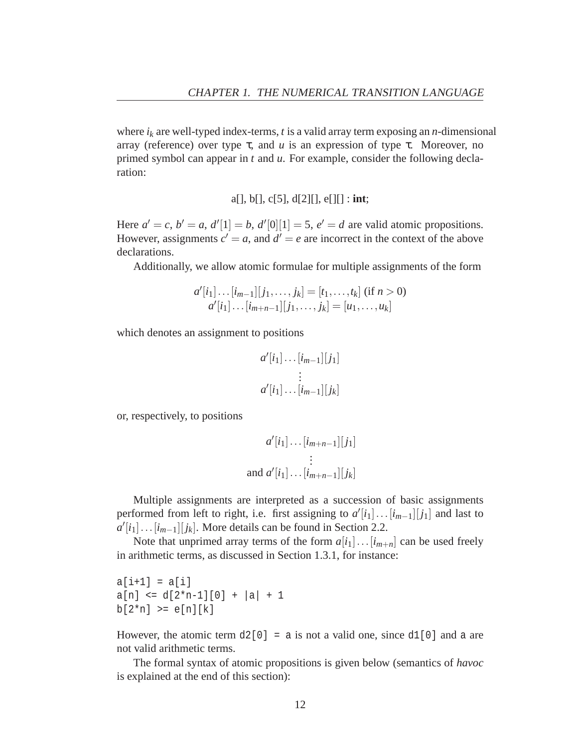where $i_k$ are well-typed index-terms, $t$ is a valid array term exposing an $n$-dimensional array (reference) over type $\tau$, and $u$ is an expression of type $\tau$. Moreover, no primed symbol can appear in $t$ and $u$. For example, consider the following declaration:

$$\text{a[], b[], c[5], d[2][], e[][]} : \textbf{int};$$

Here $a' = c$, $b' = a$, $d'[1] = b$, $d'[0][1] = 5$, $e' = d$ are valid atomic propositions. However, assignments $c' = a$, and $d' = e$ are incorrect in the context of the above declarations.

Additionally, we allow atomic formulae for multiple assignments of the form

$$\begin{array}{c} a'[i_1]\ldots[i_{m-1}][j_1,\ldots,j_k] = [t_1,\ldots,t_k] \text{ (if } n > 0) \\ a'[i_1]\ldots[i_{m+n-1}][j_1,\ldots,j_k] = [u_1,\ldots,u_k] \end{array}$$

which denotes an assignment to positions

$$\begin{array}{c} a'[i_1]\ldots[i_{m-1}][j_1] \\ \vdots \\ a'[i_1]\ldots[i_{m-1}][j_k] \end{array}$$

or, respectively, to positions

$$\begin{array}{c} a'[i_1]\ldots[i_{m+n-1}][j_1] \\ \vdots \\ \text{and } a'[i_1]\ldots[i_{m+n-1}][j_k] \end{array}$$

Multiple assignments are interpreted as a succession of basic assignments performed from left to right, i.e. first assigning to $a'[i_1]\ldots[i_{m-1}][j_1]$ and last to $a'[i_1]\ldots[i_{m-1}][j_k]$. More details can be found in Section 2.2.

Note that unprimed array terms of the form $a[i_1]\ldots[i_{m+n}]$ can be used freely in arithmetic terms, as discussed in Section 1.3.1, for instance:

```
a[i+1] = a[i]
a[n] <= d[2*n-1][0] + |a| + 1
b[2*n] >= e[n][k]
```

However, the atomic term `d2[0] = a` is not a valid one, since `d1[0]` and `a` are not valid arithmetic terms.

The formal syntax of atomic propositions is given below (semantics of *havoc* is explained at the end of this section):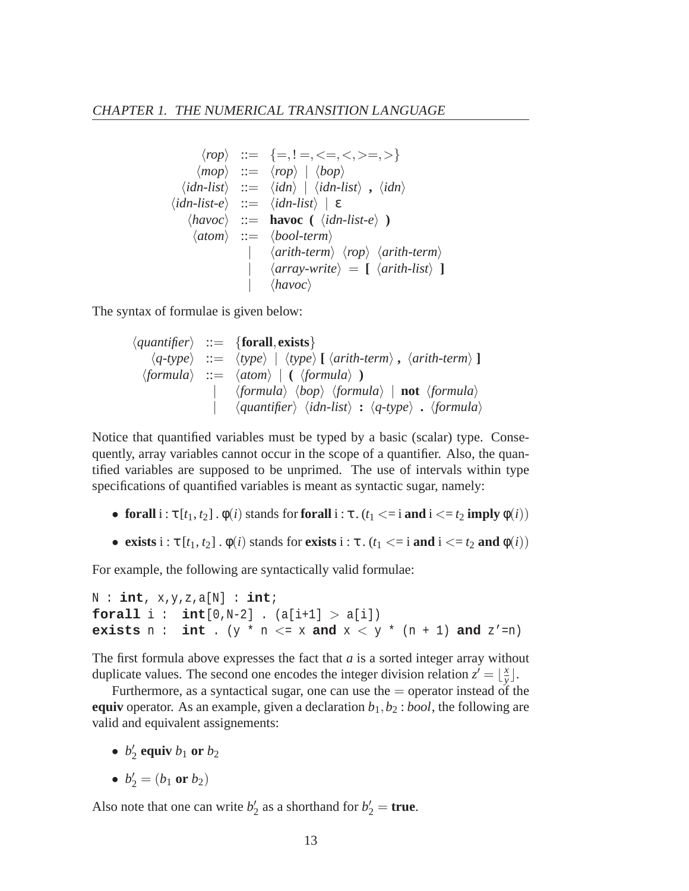$$
\begin{array}{rcl}
\langle rop \rangle & ::= & \{=, != , <=, <, >=, >\} \\
\langle mop \rangle & ::= & \langle rop \rangle \mid \langle bop \rangle \\
\langle idn\text{-}list \rangle & ::= & \langle idn \rangle \mid \langle idn\text{-}list \rangle \; \textbf{,} \; \langle idn \rangle \\
\langle idn\text{-}list\text{-}e \rangle & ::= & \langle idn\text{-}list \rangle \mid \varepsilon \\
\langle havoc \rangle & ::= & \textbf{havoc} \; \textbf{(} \; \langle idn\text{-}list\text{-}e \rangle \; \textbf{)} \\
\langle atom \rangle & ::= & \langle bool\text{-}term \rangle \\
& \mid & \langle arith\text{-}term \rangle \; \langle rop \rangle \; \langle arith\text{-}term \rangle \\
& \mid & \langle array\text{-}write \rangle \; = \; \textbf{[} \; \langle arith\text{-}list \rangle \; \textbf{]} \\
& \mid & \langle havoc \rangle
\end{array}
$$

The syntax of formulae is given below:

$$
\begin{array}{rcl}
\langle quantifier \rangle & ::= & \{\textbf{forall}, \textbf{exists}\} \\
\langle q\text{-}type \rangle & ::= & \langle type \rangle \mid \langle type \rangle \; \textbf{[} \; \langle arith\text{-}term \rangle \; \textbf{,} \; \langle arith\text{-}term \rangle \; \textbf{]} \\
\langle formula \rangle & ::= & \langle atom \rangle \mid \textbf{(} \; \langle formula \rangle \; \textbf{)} \\
& \mid & \langle formula \rangle \; \langle bop \rangle \; \langle formula \rangle \mid \textbf{not} \; \langle formula \rangle \\
& \mid & \langle quantifier \rangle \; \langle idn\text{-}list \rangle \; \textbf{:} \; \langle q\text{-}type \rangle \; \textbf{.} \; \langle formula \rangle
\end{array}
$$

Notice that quantified variables must be typed by a basic (scalar) type. Consequently, array variables cannot occur in the scope of a quantifier. Also, the quantified variables are supposed to be unprimed. The use of intervals within type specifications of quantified variables is meant as syntactic sugar, namely:

- **forall** i : $\tau[t_1, t_2]$ . $\phi(i)$ stands for **forall** i : $\tau$. ($t_1$ <= i **and** i <= $t_2$ **imply** $\phi(i)$)
- **exists** i : $\tau[t_1, t_2]$ . $\phi(i)$ stands for **exists** i : $\tau$. ($t_1$ <= i **and** i <= $t_2$ **and** $\phi(i)$)

For example, the following are syntactically valid formulae:

```
N : int, x,y,z,a[N] : int;
forall i :  int[0,N-2] . (a[i+1] > a[i])
exists n :  int . (y * n <= x and x < y * (n + 1) and z'=n)
```

The first formula above expresses the fact that $a$ is a sorted integer array without duplicate values. The second one encodes the integer division relation $z' = \lfloor \frac{x}{y} \rfloor$.

Furthermore, as a syntactical sugar, one can use the $=$ operator instead of the **equiv** operator. As an example, given a declaration $b_1, b_2 : bool$, the following are valid and equivalent assignements:

- $b_2'$ **equiv** $b_1$ **or** $b_2$
- $b_2' = (b_1$ **or** $b_2)$

Also note that one can write $b_2'$ as a shorthand for $b_2' =$ **true**.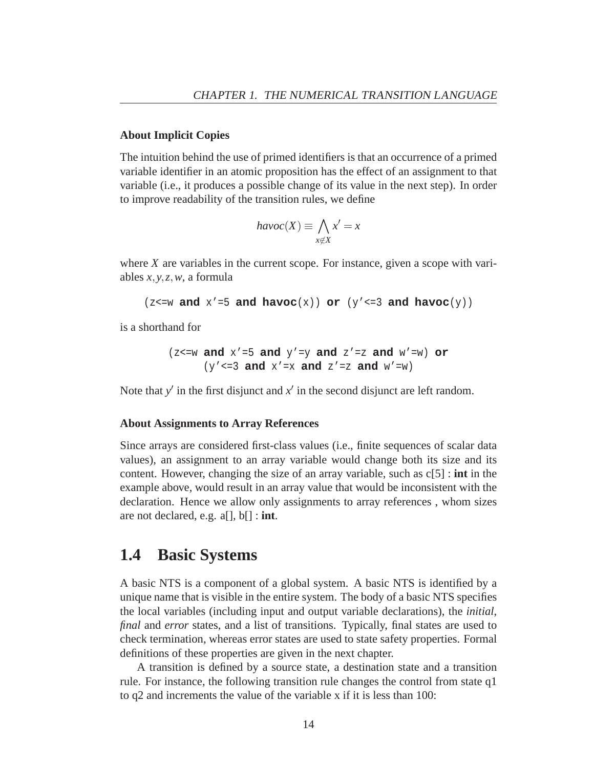#### About Implicit Copies

The intuition behind the use of primed identifiers is that an occurrence of a primed variable identifier in an atomic proposition has the effect of an assignment to that variable (i.e., it produces a possible change of its value in the next step). In order to improve readability of the transition rules, we define

$$havoc(X) \equiv \bigwedge_{x \notin X} x' = x$$

where $X$ are variables in the current scope. For instance, given a scope with variables $x, y, z, w$, a formula

```
(z<=w and x'=5 and havoc(x)) or (y'<=3 and havoc(y))
```

is a shorthand for

```
(z<=w and x'=5 and y'=y and z'=z and w'=w) or
      (y'<=3 and x'=x and z'=z and w'=w)
```

Note that $y'$ in the first disjunct and $x'$ in the second disjunct are left random.

#### About Assignments to Array References

Since arrays are considered first-class values (i.e., finite sequences of scalar data values), an assignment to an array variable would change both its size and its content. However, changing the size of an array variable, such as c[5] : **int** in the example above, would result in an array value that would be inconsistent with the declaration. Hence we allow only assignments to array references , whom sizes are not declared, e.g. a[], b[] : **int**.

## 1.4 Basic Systems

A basic NTS is a component of a global system. A basic NTS is identified by a unique name that is visible in the entire system. The body of a basic NTS specifies the local variables (including input and output variable declarations), the *initial*, *final* and *error* states, and a list of transitions. Typically, final states are used to check termination, whereas error states are used to state safety properties. Formal definitions of these properties are given in the next chapter.

A transition is defined by a source state, a destination state and a transition rule. For instance, the following transition rule changes the control from state q1 to q2 and increments the value of the variable x if it is less than 100: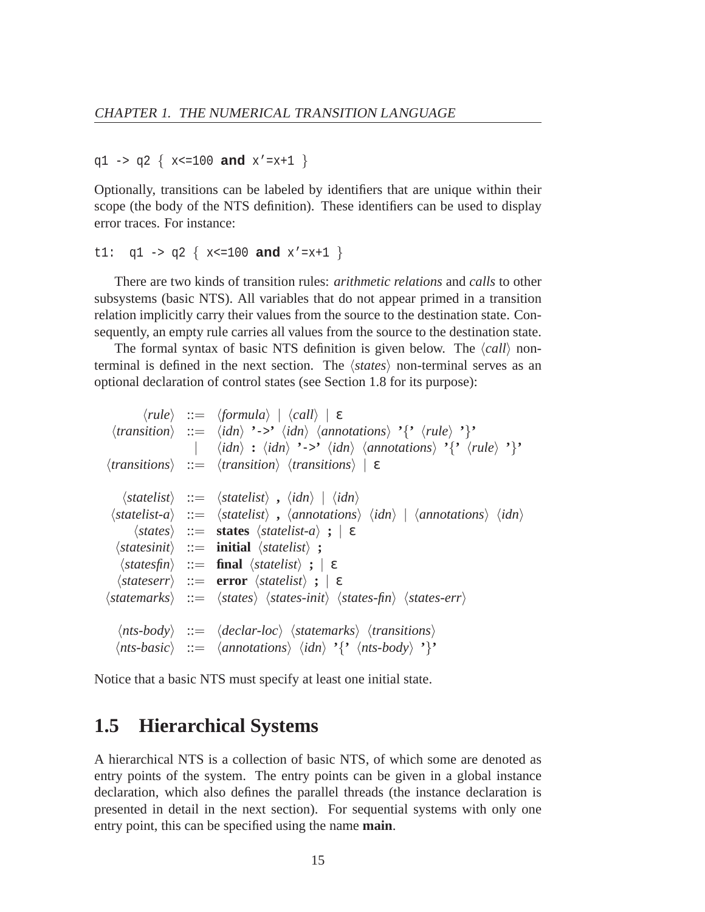```
q1 -> q2 { x<=100 and x'=x+1 }
```

Optionally, transitions can be labeled by identifiers that are unique within their scope (the body of the NTS definition). These identifiers can be used to display error traces. For instance:

```
t1:  q1 -> q2 { x<=100 and x'=x+1 }
```

There are two kinds of transition rules: *arithmetic relations* and *calls* to other subsystems (basic NTS). All variables that do not appear primed in a transition relation implicitly carry their values from the source to the destination state. Consequently, an empty rule carries all values from the source to the destination state.

The formal syntax of basic NTS definition is given below. The ⟨*call*⟩ non-terminal is defined in the next section. The ⟨*states*⟩ non-terminal serves as an optional declaration of control states (see Section 1.8 for its purpose):

```
       ⟨rule⟩ ::= ⟨formula⟩ | ⟨call⟩ | ε
 ⟨transition⟩ ::= ⟨idn⟩ '->' ⟨idn⟩ ⟨annotations⟩ '{' ⟨rule⟩ '}'
                | ⟨idn⟩ : ⟨idn⟩ '->' ⟨idn⟩ ⟨annotations⟩ '{' ⟨rule⟩ '}'
⟨transitions⟩ ::= ⟨transition⟩ ⟨transitions⟩ | ε

  ⟨statelist⟩ ::= ⟨statelist⟩ , ⟨idn⟩ | ⟨idn⟩
⟨statelist-a⟩ ::= ⟨statelist⟩ , ⟨annotations⟩ ⟨idn⟩ | ⟨annotations⟩ ⟨idn⟩
     ⟨states⟩ ::= states ⟨statelist-a⟩ ; | ε
 ⟨statesinit⟩ ::= initial ⟨statelist⟩ ;
  ⟨statesfin⟩ ::= final ⟨statelist⟩ ; | ε
  ⟨stateserr⟩ ::= error ⟨statelist⟩ ; | ε
 ⟨statemarks⟩ ::= ⟨states⟩ ⟨states-init⟩ ⟨states-fin⟩ ⟨states-err⟩

   ⟨nts-body⟩ ::= ⟨declar-loc⟩ ⟨statemarks⟩ ⟨transitions⟩
  ⟨nts-basic⟩ ::= ⟨annotations⟩ ⟨idn⟩ '{' ⟨nts-body⟩ '}'
```

Notice that a basic NTS must specify at least one initial state.

## 1.5 Hierarchical Systems

A hierarchical NTS is a collection of basic NTS, of which some are denoted as entry points of the system. The entry points can be given in a global instance declaration, which also defines the parallel threads (the instance declaration is presented in detail in the next section). For sequential systems with only one entry point, this can be specified using the name **main**.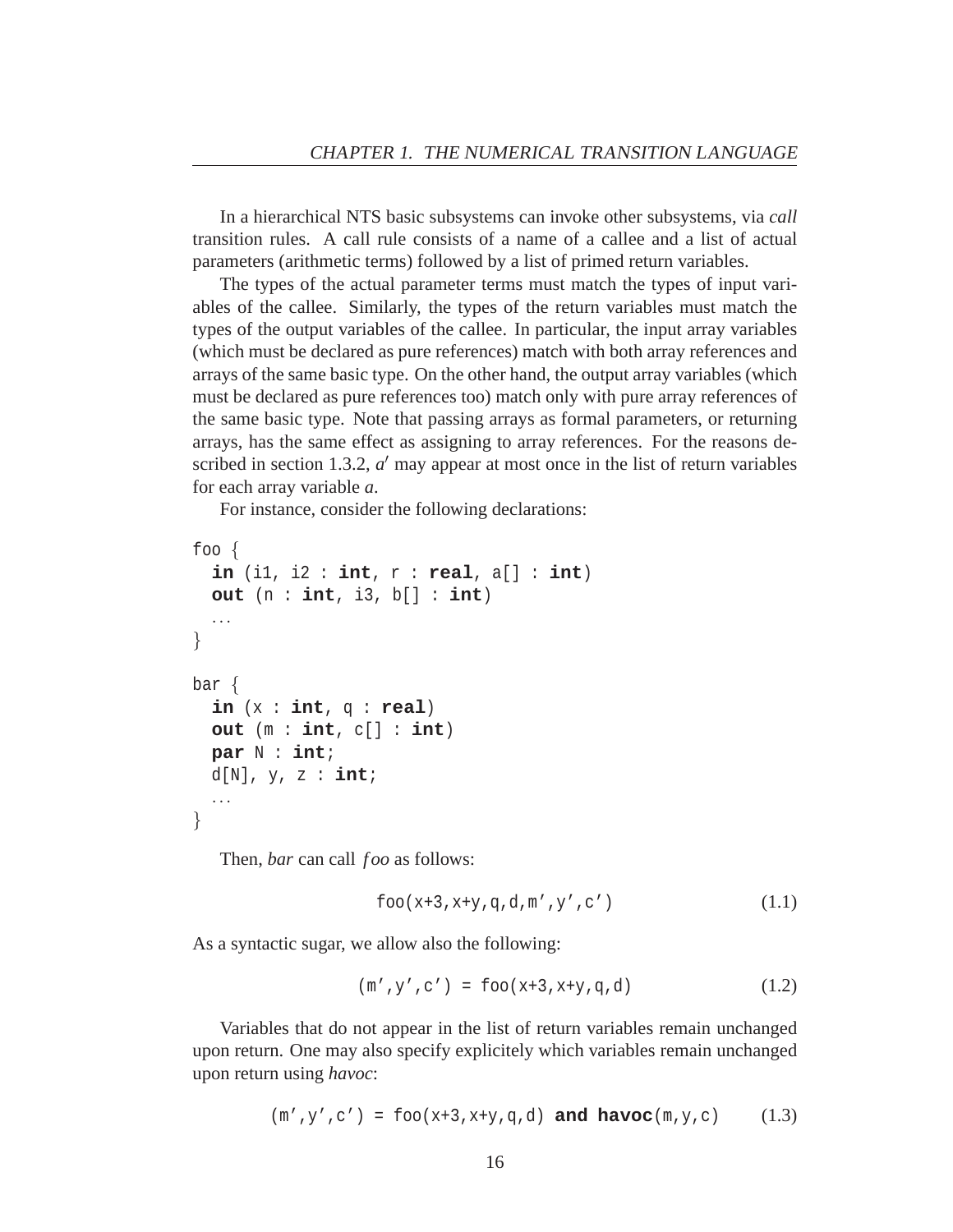In a hierarchical NTS basic subsystems can invoke other subsystems, via *call* transition rules. A call rule consists of a name of a callee and a list of actual parameters (arithmetic terms) followed by a list of primed return variables.

The types of the actual parameter terms must match the types of input variables of the callee. Similarly, the types of the return variables must match the types of the output variables of the callee. In particular, the input array variables (which must be declared as pure references) match with both array references and arrays of the same basic type. On the other hand, the output array variables (which must be declared as pure references too) match only with pure array references of the same basic type. Note that passing arrays as formal parameters, or returning arrays, has the same effect as assigning to array references. For the reasons described in section 1.3.2, $a'$ may appear at most once in the list of return variables for each array variable $a$.

For instance, consider the following declarations:

```
foo {
  in (i1, i2 : int, r : real, a[] : int)
  out (n : int, i3, b[] : int)
  ...
}

bar {
  in (x : int, q : real)
  out (m : int, c[] : int)
  par N : int;
  d[N], y, z : int;
  ...
}
```

Then, *bar* can call *foo* as follows:

```
foo(x+3,x+y,q,d,m',y',c')                    (1.1)
```

As a syntactic sugar, we allow also the following:

```
(m',y',c') = foo(x+3,x+y,q,d)                (1.2)
```

Variables that do not appear in the list of return variables remain unchanged upon return. One may also specify explicitely which variables remain unchanged upon return using *havoc*:

```
(m',y',c') = foo(x+3,x+y,q,d) and havoc(m,y,c)      (1.3)
```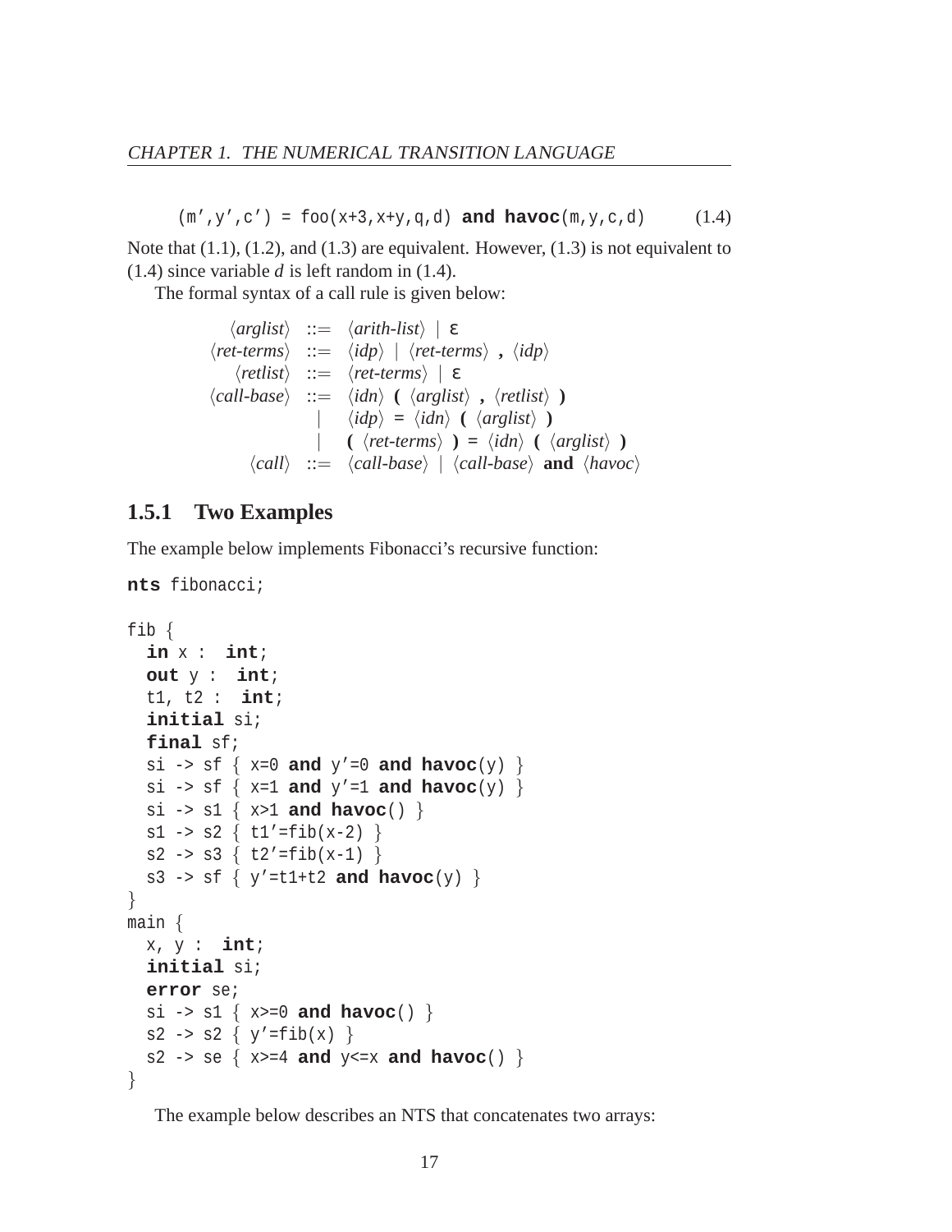```
(m',y',c') = foo(x+3,x+y,q,d) and havoc(m,y,c,d)        (1.4)
```

Note that (1.1), (1.2), and (1.3) are equivalent. However, (1.3) is not equivalent to (1.4) since variable *d* is left random in (1.4).

The formal syntax of a call rule is given below:

```
⟨arglist⟩   ::= ⟨arith-list⟩ | ε
⟨ret-terms⟩ ::= ⟨idp⟩ | ⟨ret-terms⟩ , ⟨idp⟩
⟨retlist⟩   ::= ⟨ret-terms⟩ | ε
⟨call-base⟩ ::= ⟨idn⟩ ( ⟨arglist⟩ , ⟨retlist⟩ )
              | ⟨idp⟩ = ⟨idn⟩ ( ⟨arglist⟩ )
              | ( ⟨ret-terms⟩ ) = ⟨idn⟩ ( ⟨arglist⟩ )
⟨call⟩      ::= ⟨call-base⟩ | ⟨call-base⟩ and ⟨havoc⟩
```

### 1.5.1 Two Examples

The example below implements Fibonacci's recursive function:

```
nts fibonacci;

fib {
  in x : int;
  out y : int;
  t1, t2 : int;
  initial si;
  final sf;
  si -> sf { x=0 and y'=0 and havoc(y) }
  si -> sf { x=1 and y'=1 and havoc(y) }
  si -> s1 { x>1 and havoc() }
  s1 -> s2 { t1'=fib(x-2) }
  s2 -> s3 { t2'=fib(x-1) }
  s3 -> sf { y'=t1+t2 and havoc(y) }
}
main {
  x, y : int;
  initial si;
  error se;
  si -> s1 { x>=0 and havoc() }
  s2 -> s2 { y'=fib(x) }
  s2 -> se { x>=4 and y<=x and havoc() }
}
```

The example below describes an NTS that concatenates two arrays: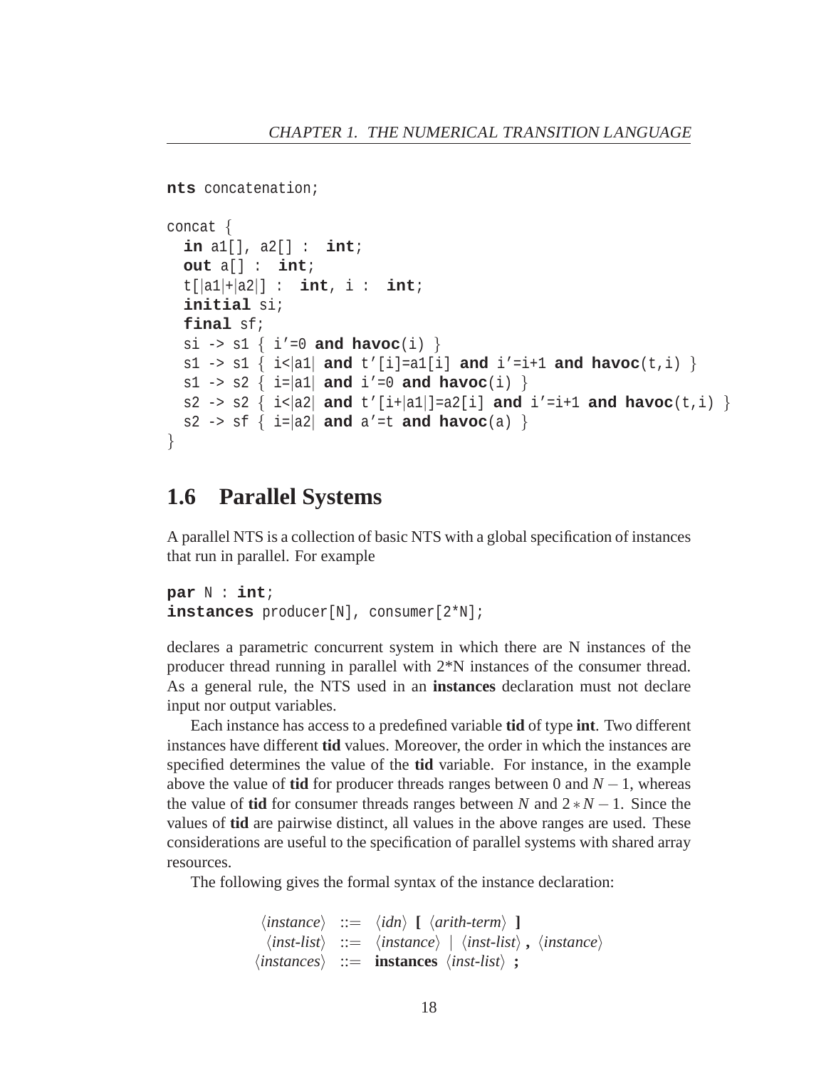```
nts concatenation;

concat {
  in a1[], a2[] : int;
  out a[] : int;
  t[|a1|+|a2|] : int, i : int;
  initial si;
  final sf;
  si -> s1 { i'=0 and havoc(i) }
  s1 -> s1 { i<|a1| and t'[i]=a1[i] and i'=i+1 and havoc(t,i) }
  s1 -> s2 { i=|a1| and i'=0 and havoc(i) }
  s2 -> s2 { i<|a2| and t'[i+|a1|]=a2[i] and i'=i+1 and havoc(t,i) }
  s2 -> sf { i=|a2| and a'=t and havoc(a) }
}
```

## 1.6 Parallel Systems

A parallel NTS is a collection of basic NTS with a global specification of instances that run in parallel. For example

```
par N : int;
instances producer[N], consumer[2*N];
```

declares a parametric concurrent system in which there are N instances of the producer thread running in parallel with 2*N instances of the consumer thread. As a general rule, the NTS used in an **instances** declaration must not declare input nor output variables.

Each instance has access to a predefined variable **tid** of type **int**. Two different instances have different **tid** values. Moreover, the order in which the instances are specified determines the value of the **tid** variable. For instance, in the example above the value of **tid** for producer threads ranges between 0 and $N-1$, whereas the value of **tid** for consumer threads ranges between $N$ and $2*N-1$. Since the values of **tid** are pairwise distinct, all values in the above ranges are used. These considerations are useful to the specification of parallel systems with shared array resources.

The following gives the formal syntax of the instance declaration:

$$
\begin{array}{rcl}
\langle instance \rangle & ::= & \langle idn \rangle \ \textbf{[} \ \langle arith\text{-}term \rangle \ \textbf{]} \\
\langle inst\text{-}list \rangle & ::= & \langle instance \rangle \ | \ \langle inst\text{-}list \rangle \ \textbf{,} \ \langle instance \rangle \\
\langle instances \rangle & ::= & \textbf{instances} \ \langle inst\text{-}list \rangle \ \textbf{;}
\end{array}
$$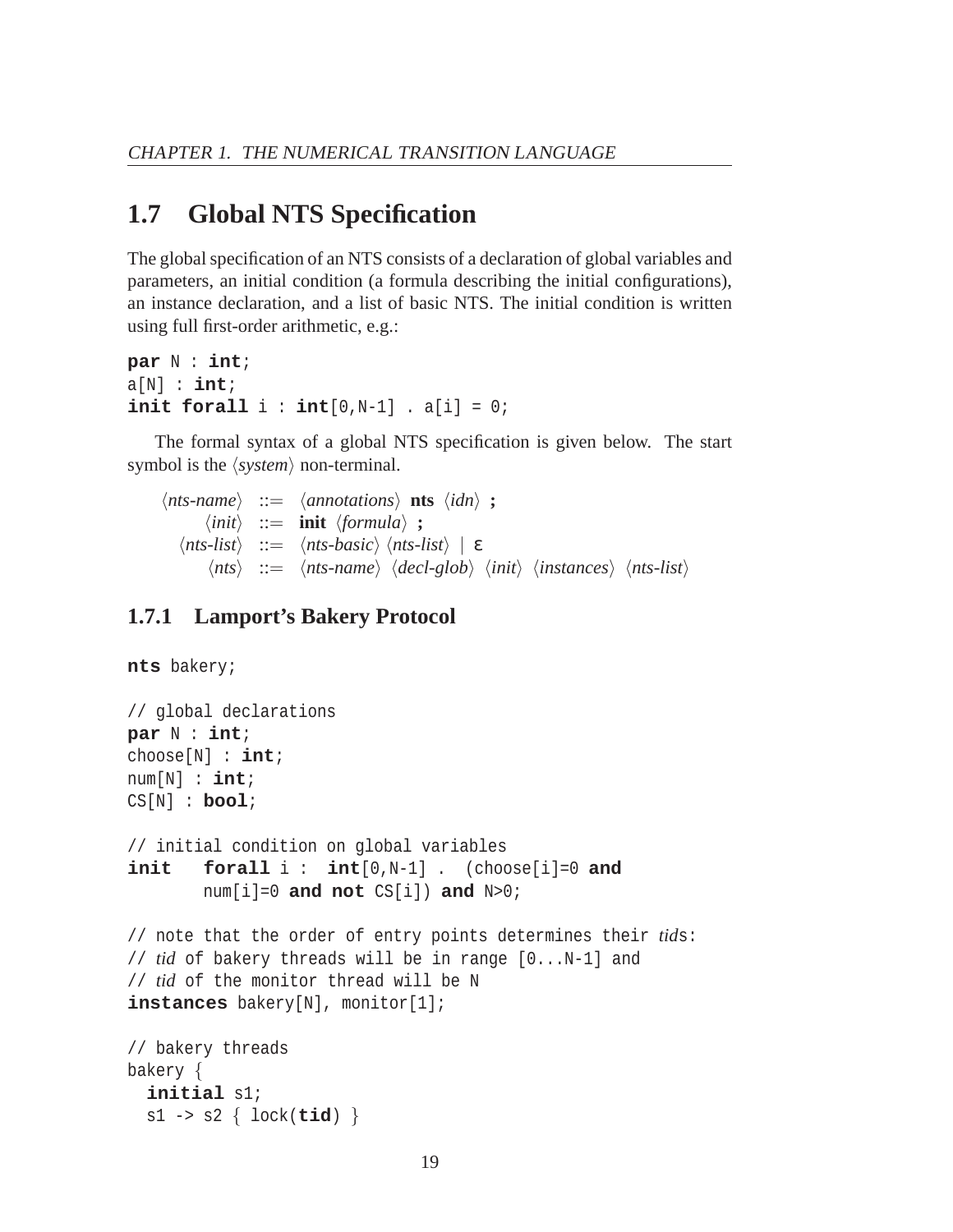## 1.7 Global NTS Specification

The global specification of an NTS consists of a declaration of global variables and parameters, an initial condition (a formula describing the initial configurations), an instance declaration, and a list of basic NTS. The initial condition is written using full first-order arithmetic, e.g.:

```
par N : int;
a[N] : int;
init forall i : int[0,N-1] . a[i] = 0;
```

The formal syntax of a global NTS specification is given below. The start symbol is the ⟨*system*⟩ non-terminal.

```
⟨nts-name⟩  ::=  ⟨annotations⟩ nts ⟨idn⟩ ;
    ⟨init⟩  ::=  init ⟨formula⟩ ;
⟨nts-list⟩  ::=  ⟨nts-basic⟩ ⟨nts-list⟩ | ε
     ⟨nts⟩  ::=  ⟨nts-name⟩ ⟨decl-glob⟩ ⟨init⟩ ⟨instances⟩ ⟨nts-list⟩
```

### 1.7.1 Lamport's Bakery Protocol

```
nts bakery;

// global declarations
par N : int;
choose[N] : int;
num[N] : int;
CS[N] : bool;

// initial condition on global variables
init   forall i :  int[0,N-1] .  (choose[i]=0 and
       num[i]=0 and not CS[i]) and N>0;

// note that the order of entry points determines their tids:
// tid of bakery threads will be in range [0...N-1] and
// tid of the monitor thread will be N
instances bakery[N], monitor[1];

// bakery threads
bakery {
  initial s1;
  s1 -> s2 { lock(tid) }
```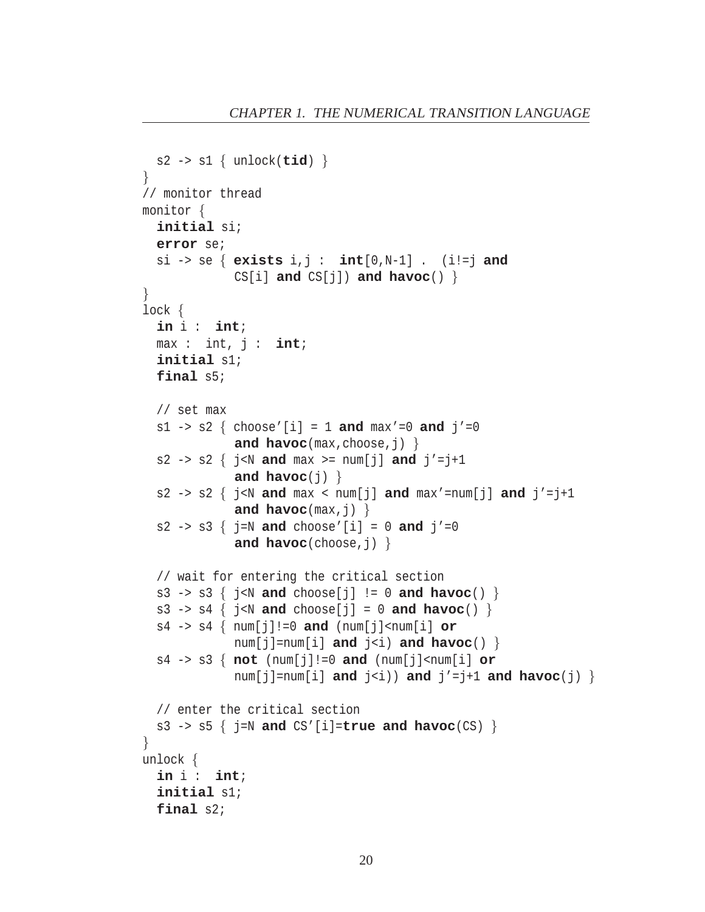```
  s2 -> s1 { unlock(tid) }
}
// monitor thread
monitor {
  initial si;
  error se;
  si -> se { exists i,j : int[0,N-1] . (i!=j and
             CS[i] and CS[j]) and havoc() }
}
lock {
  in i : int;
  max : int, j : int;
  initial s1;
  final s5;

  // set max
  s1 -> s2 { choose'[i] = 1 and max'=0 and j'=0
             and havoc(max,choose,j) }
  s2 -> s2 { j<N and max >= num[j] and j'=j+1
             and havoc(j) }
  s2 -> s2 { j<N and max < num[j] and max'=num[j] and j'=j+1
             and havoc(max,j) }
  s2 -> s3 { j=N and choose'[i] = 0 and j'=0
             and havoc(choose,j) }

  // wait for entering the critical section
  s3 -> s3 { j<N and choose[j] != 0 and havoc() }
  s3 -> s4 { j<N and choose[j] = 0 and havoc() }
  s4 -> s4 { num[j]!=0 and (num[j]<num[i] or
             num[j]=num[i] and j<i) and havoc() }
  s4 -> s3 { not (num[j]!=0 and (num[j]<num[i] or
             num[j]=num[i] and j<i)) and j'=j+1 and havoc(j) }

  // enter the critical section
  s3 -> s5 { j=N and CS'[i]=true and havoc(CS) }
}
unlock {
  in i : int;
  initial s1;
  final s2;
```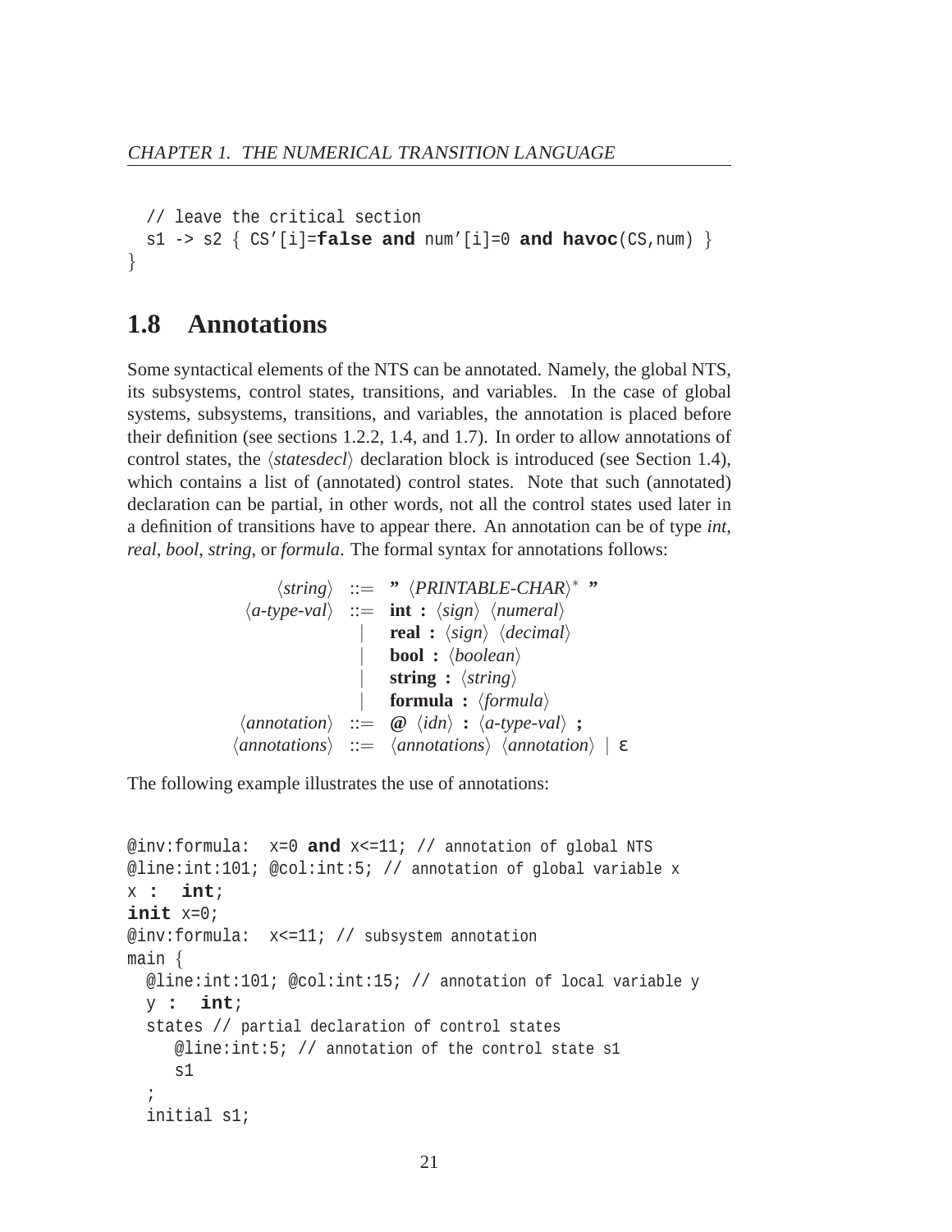```
  // leave the critical section
  s1 -> s2 { CS'[i]=false and num'[i]=0 and havoc(CS,num) }
}
```

## 1.8 Annotations

Some syntactical elements of the NTS can be annotated. Namely, the global NTS, its subsystems, control states, transitions, and variables. In the case of global systems, subsystems, transitions, and variables, the annotation is placed before their definition (see sections 1.2.2, 1.4, and 1.7). In order to allow annotations of control states, the ⟨*statesdecl*⟩ declaration block is introduced (see Section 1.4), which contains a list of (annotated) control states. Note that such (annotated) declaration can be partial, in other words, not all the control states used later in a definition of transitions have to appear there. An annotation can be of type *int*, *real*, *bool*, *string*, or *formula*. The formal syntax for annotations follows:

$$
\begin{array}{rcl}
\langle \textit{string} \rangle & ::= & \textbf{"}\ \langle \textit{PRINTABLE-CHAR} \rangle^{*}\ \textbf{"} \\
\langle \textit{a-type-val} \rangle & ::= & \textbf{int :}\ \langle \textit{sign} \rangle\ \langle \textit{numeral} \rangle \\
 & | & \textbf{real :}\ \langle \textit{sign} \rangle\ \langle \textit{decimal} \rangle \\
 & | & \textbf{bool :}\ \langle \textit{boolean} \rangle \\
 & | & \textbf{string :}\ \langle \textit{string} \rangle \\
 & | & \textbf{formula :}\ \langle \textit{formula} \rangle \\
\langle \textit{annotation} \rangle & ::= & \textbf{@}\ \langle \textit{idn} \rangle\ \textbf{:}\ \langle \textit{a-type-val} \rangle\ \textbf{;} \\
\langle \textit{annotations} \rangle & ::= & \langle \textit{annotations} \rangle\ \langle \textit{annotation} \rangle\ |\ \varepsilon
\end{array}
$$

The following example illustrates the use of annotations:

```
@inv:formula:  x=0 and x<=11; // annotation of global NTS
@line:int:101; @col:int:5; // annotation of global variable x
x :  int;
init x=0;
@inv:formula:  x<=11; // subsystem annotation
main {
  @line:int:101; @col:int:15; // annotation of local variable y
  y :  int;
  states // partial declaration of control states
     @line:int:5; // annotation of the control state s1
     s1
  ;
  initial s1;
```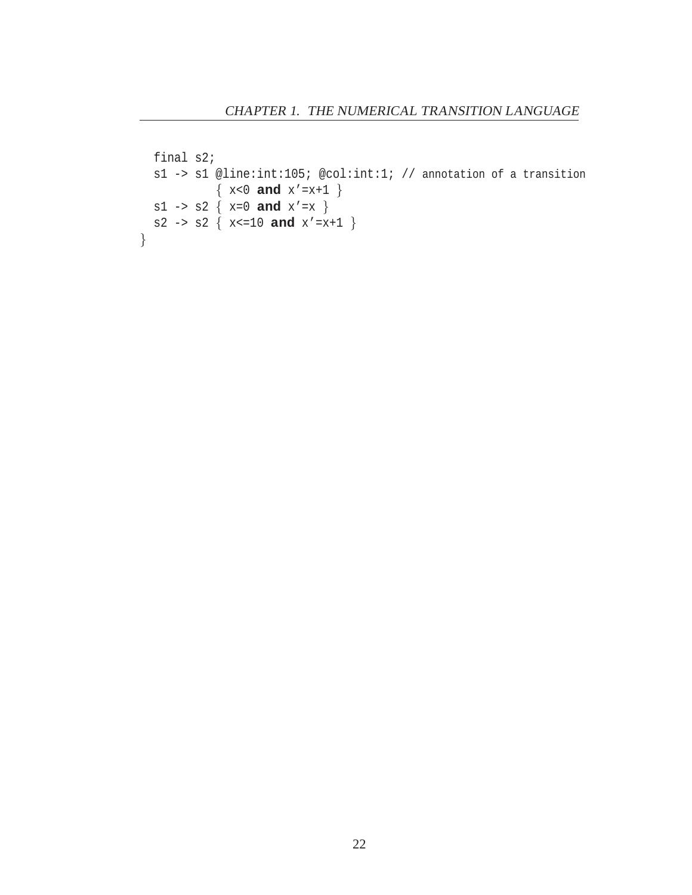```
  final s2;
  s1 -> s1 @line:int:105; @col:int:1; // annotation of a transition
          { x<0 and x'=x+1 }
  s1 -> s2 { x=0 and x'=x }
  s2 -> s2 { x<=10 and x'=x+1 }
}
```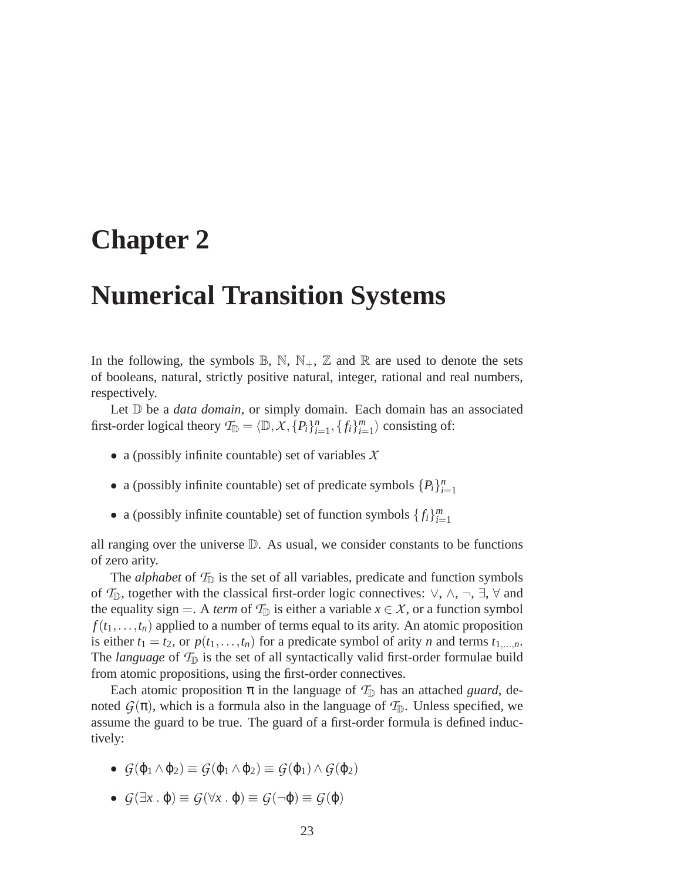# Chapter 2

# Numerical Transition Systems

In the following, the symbols $\mathbb{B}$, $\mathbb{N}$, $\mathbb{N}_+$, $\mathbb{Z}$ and $\mathbb{R}$ are used to denote the sets of booleans, natural, strictly positive natural, integer, rational and real numbers, respectively.

Let $\mathbb{D}$ be a *data domain*, or simply domain. Each domain has an associated first-order logical theory $\mathcal{T}_\mathbb{D} = \langle \mathbb{D}, \mathcal{X}, \{P_i\}_{i=1}^n, \{f_i\}_{i=1}^m \rangle$ consisting of:

- a (possibly infinite countable) set of variables $\mathcal{X}$
- a (possibly infinite countable) set of predicate symbols $\{P_i\}_{i=1}^n$
- a (possibly infinite countable) set of function symbols $\{f_i\}_{i=1}^m$

all ranging over the universe $\mathbb{D}$. As usual, we consider constants to be functions of zero arity.

The *alphabet* of $\mathcal{T}_\mathbb{D}$ is the set of all variables, predicate and function symbols of $\mathcal{T}_\mathbb{D}$, together with the classical first-order logic connectives: $\vee$, $\wedge$, $\neg$, $\exists$, $\forall$ and the equality sign $=$. A *term* of $\mathcal{T}_\mathbb{D}$ is either a variable $x \in \mathcal{X}$, or a function symbol $f(t_1, \ldots, t_n)$ applied to a number of terms equal to its arity. An atomic proposition is either $t_1 = t_2$, or $p(t_1, \ldots, t_n)$ for a predicate symbol of arity $n$ and terms $t_{1,\ldots,n}$. The *language* of $\mathcal{T}_\mathbb{D}$ is the set of all syntactically valid first-order formulae build from atomic propositions, using the first-order connectives.

Each atomic proposition $\pi$ in the language of $\mathcal{T}_\mathbb{D}$ has an attached *guard*, denoted $\mathcal{G}(\pi)$, which is a formula also in the language of $\mathcal{T}_\mathbb{D}$. Unless specified, we assume the guard to be true. The guard of a first-order formula is defined inductively:

- $\mathcal{G}(\varphi_1 \wedge \varphi_2) \equiv \mathcal{G}(\varphi_1 \wedge \varphi_2) \equiv \mathcal{G}(\varphi_1) \wedge \mathcal{G}(\varphi_2)$
- $\mathcal{G}(\exists x \,.\, \varphi) \equiv \mathcal{G}(\forall x \,.\, \varphi) \equiv \mathcal{G}(\neg \varphi) \equiv \mathcal{G}(\varphi)$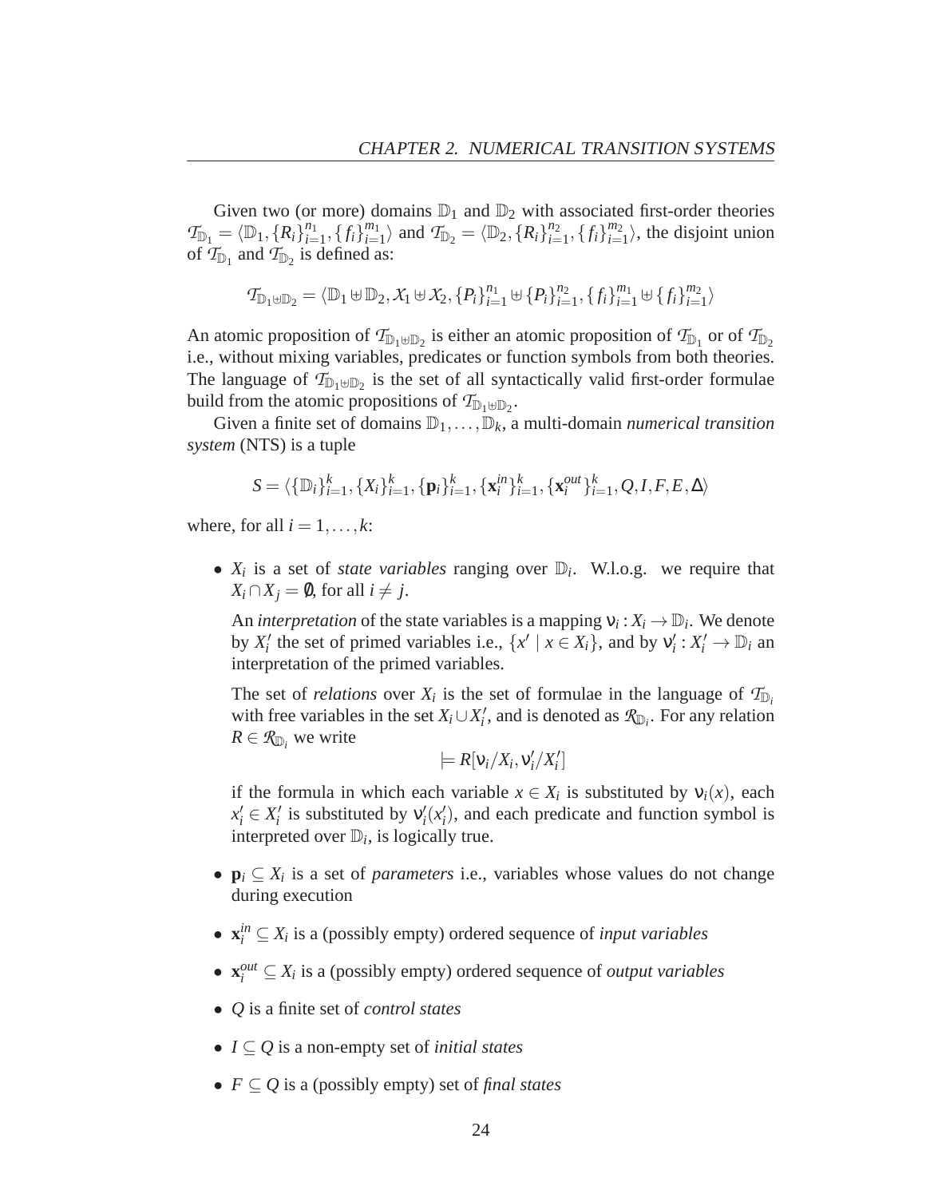Given two (or more) domains $\mathbb{D}_1$ and $\mathbb{D}_2$ with associated first-order theories $\mathcal{T}_{\mathbb{D}_1} = \langle \mathbb{D}_1, \{R_i\}_{i=1}^{n_1}, \{f_i\}_{i=1}^{m_1} \rangle$ and $\mathcal{T}_{\mathbb{D}_2} = \langle \mathbb{D}_2, \{R_i\}_{i=1}^{n_2}, \{f_i\}_{i=1}^{m_2} \rangle$, the disjoint union of $\mathcal{T}_{\mathbb{D}_1}$ and $\mathcal{T}_{\mathbb{D}_2}$ is defined as:

$$\mathcal{T}_{\mathbb{D}_1 \uplus \mathbb{D}_2} = \langle \mathbb{D}_1 \uplus \mathbb{D}_2, \mathcal{X}_1 \uplus \mathcal{X}_2, \{P_i\}_{i=1}^{n_1} \uplus \{P_i\}_{i=1}^{n_2}, \{f_i\}_{i=1}^{m_1} \uplus \{f_i\}_{i=1}^{m_2} \rangle$$

An atomic proposition of $\mathcal{T}_{\mathbb{D}_1 \uplus \mathbb{D}_2}$ is either an atomic proposition of $\mathcal{T}_{\mathbb{D}_1}$ or of $\mathcal{T}_{\mathbb{D}_2}$ i.e., without mixing variables, predicates or function symbols from both theories. The language of $\mathcal{T}_{\mathbb{D}_1 \uplus \mathbb{D}_2}$ is the set of all syntactically valid first-order formulae build from the atomic propositions of $\mathcal{T}_{\mathbb{D}_1 \uplus \mathbb{D}_2}$.

Given a finite set of domains $\mathbb{D}_1, \ldots, \mathbb{D}_k$, a multi-domain *numerical transition system* (NTS) is a tuple

$$S = \langle \{\mathbb{D}_i\}_{i=1}^{k}, \{X_i\}_{i=1}^{k}, \{\mathbf{p}_i\}_{i=1}^{k}, \{\mathbf{x}_i^{in}\}_{i=1}^{k}, \{\mathbf{x}_i^{out}\}_{i=1}^{k}, Q, I, F, E, \Delta \rangle$$

where, for all $i = 1, \ldots, k$:

- $X_i$ is a set of *state variables* ranging over $\mathbb{D}_i$. W.l.o.g. we require that $X_i \cap X_j = \emptyset$, for all $i \neq j$.

  An *interpretation* of the state variables is a mapping $\nu_i : X_i \to \mathbb{D}_i$. We denote by $X_i'$ the set of primed variables i.e., $\{x' \mid x \in X_i\}$, and by $\nu_i' : X_i' \to \mathbb{D}_i$ an interpretation of the primed variables.

  The set of *relations* over $X_i$ is the set of formulae in the language of $\mathcal{T}_{\mathbb{D}_i}$ with free variables in the set $X_i \cup X_i'$, and is denoted as $\mathcal{R}_{\mathbb{D}_i}$. For any relation $R \in \mathcal{R}_{\mathbb{D}_i}$ we write

  $$\models R[\nu_i/X_i, \nu_i'/X_i']$$

  if the formula in which each variable $x \in X_i$ is substituted by $\nu_i(x)$, each $x_i' \in X_i'$ is substituted by $\nu_i'(x_i')$, and each predicate and function symbol is interpreted over $\mathbb{D}_i$, is logically true.

- $\mathbf{p}_i \subseteq X_i$ is a set of *parameters* i.e., variables whose values do not change during execution

- $\mathbf{x}_i^{in} \subseteq X_i$ is a (possibly empty) ordered sequence of *input variables*

- $\mathbf{x}_i^{out} \subseteq X_i$ is a (possibly empty) ordered sequence of *output variables*

- $Q$ is a finite set of *control states*

- $I \subseteq Q$ is a non-empty set of *initial states*

- $F \subseteq Q$ is a (possibly empty) set of *final states*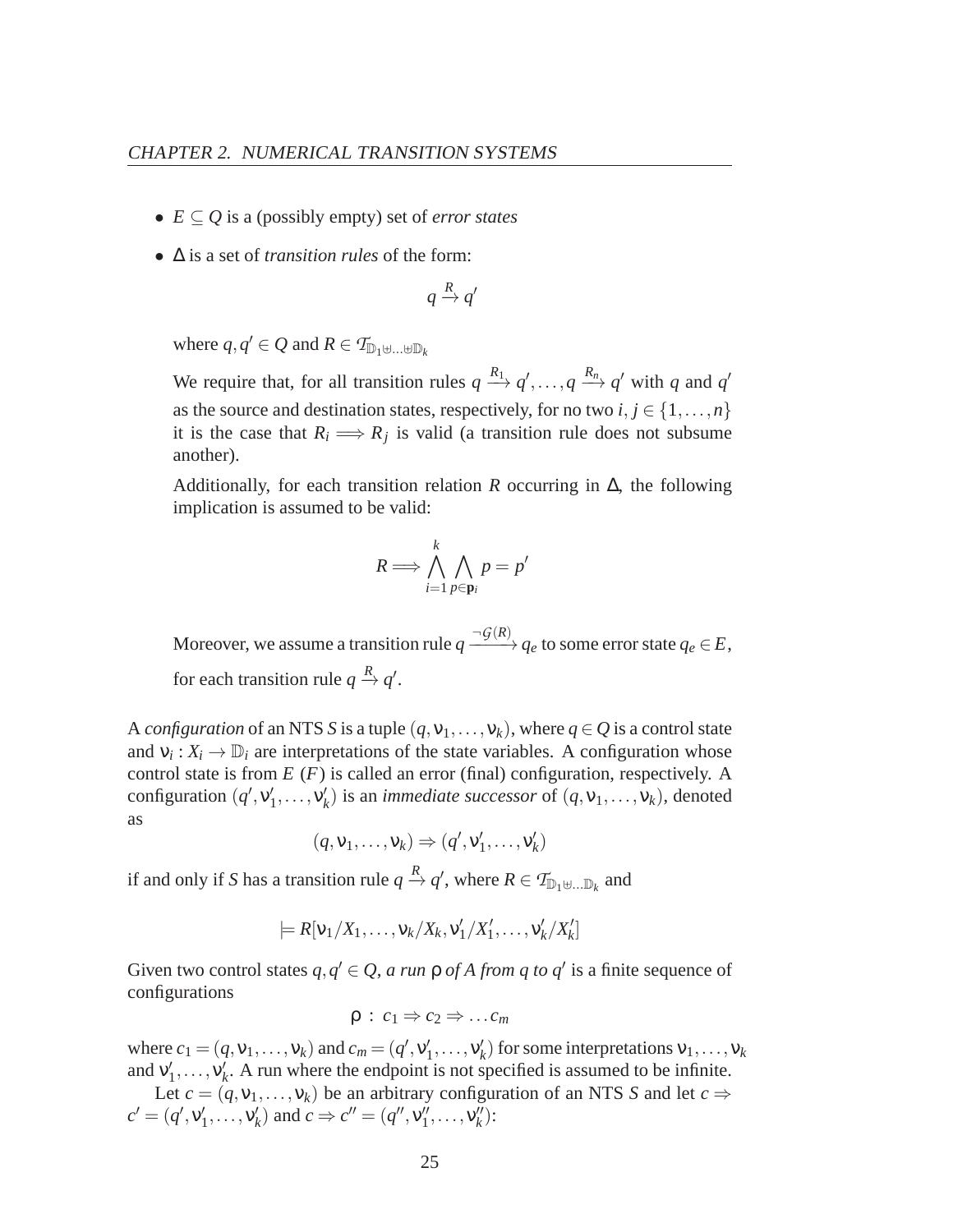- $E \subseteq Q$ is a (possibly empty) set of *error states*
- $\Delta$ is a set of *transition rules* of the form:

  $$q \xrightarrow{R} q'$$

  where $q, q' \in Q$ and $R \in \mathcal{T}_{\mathbb{D}_1 \uplus \ldots \uplus \mathbb{D}_k}$

  We require that, for all transition rules $q \xrightarrow{R_1} q', \ldots, q \xrightarrow{R_n} q'$ with $q$ and $q'$ as the source and destination states, respectively, for no two $i, j \in \{1, \ldots, n\}$ it is the case that $R_i \Longrightarrow R_j$ is valid (a transition rule does not subsume another).

  Additionally, for each transition relation $R$ occurring in $\Delta$, the following implication is assumed to be valid:

  $$R \Longrightarrow \bigwedge_{i=1}^{k} \bigwedge_{p \in \mathbf{p}_i} p = p'$$

  Moreover, we assume a transition rule $q \xrightarrow{\neg\mathcal{G}(R)} q_e$ to some error state $q_e \in E$, for each transition rule $q \xrightarrow{R} q'$.

A *configuration* of an NTS $S$ is a tuple $(q, \nu_1, \ldots, \nu_k)$, where $q \in Q$ is a control state and $\nu_i : X_i \to \mathbb{D}_i$ are interpretations of the state variables. A configuration whose control state is from $E$ ($F$) is called an error (final) configuration, respectively. A configuration $(q', \nu'_1, \ldots, \nu'_k)$ is an *immediate successor* of $(q, \nu_1, \ldots, \nu_k)$, denoted as

$$(q, \nu_1, \ldots, \nu_k) \Rightarrow (q', \nu'_1, \ldots, \nu'_k)$$

if and only if $S$ has a transition rule $q \xrightarrow{R} q'$, where $R \in \mathcal{T}_{\mathbb{D}_1 \uplus \ldots \mathbb{D}_k}$ and

$$\models R[\nu_1/X_1, \ldots, \nu_k/X_k, \nu'_1/X'_1, \ldots, \nu'_k/X'_k]$$

Given two control states $q, q' \in Q$, *a run* $\rho$ *of* $A$ *from* $q$ *to* $q'$ is a finite sequence of configurations

$$\rho \; : \; c_1 \Rightarrow c_2 \Rightarrow \ldots c_m$$

where $c_1 = (q, \nu_1, \ldots, \nu_k)$ and $c_m = (q', \nu'_1, \ldots, \nu'_k)$ for some interpretations $\nu_1, \ldots, \nu_k$ and $\nu'_1, \ldots, \nu'_k$. A run where the endpoint is not specified is assumed to be infinite.

Let $c = (q, \nu_1, \ldots, \nu_k)$ be an arbitrary configuration of an NTS $S$ and let $c \Rightarrow c' = (q', \nu'_1, \ldots, \nu'_k)$ and $c \Rightarrow c'' = (q'', \nu''_1, \ldots, \nu''_k)$: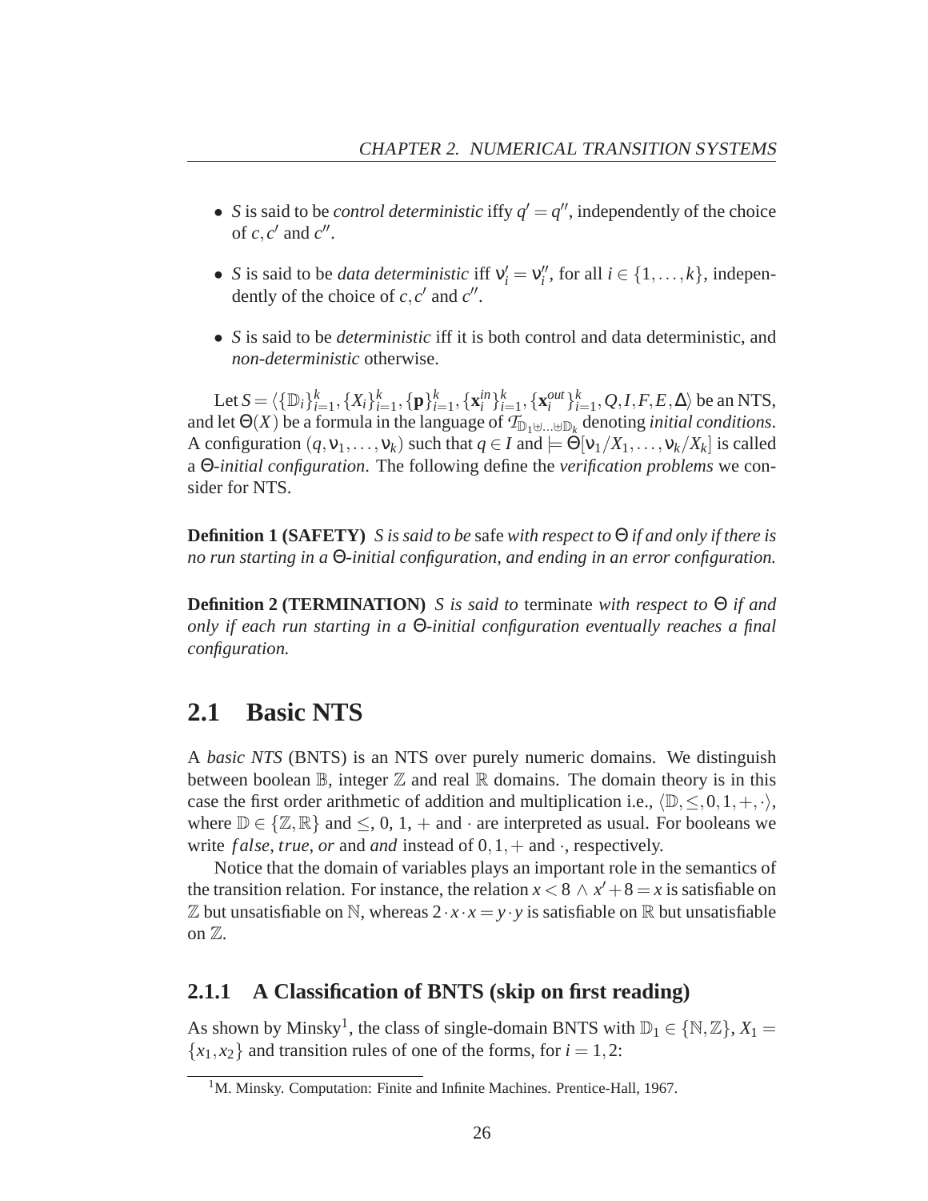- $S$ is said to be *control deterministic* iffy $q' = q''$, independently of the choice of $c, c'$ and $c''$.

- $S$ is said to be *data deterministic* iff $\nu'_i = \nu''_i$, for all $i \in \{1, \ldots, k\}$, independently of the choice of $c, c'$ and $c''$.

- $S$ is said to be *deterministic* iff it is both control and data deterministic, and *non-deterministic* otherwise.

Let $S = \langle \{\mathbb{D}_i\}_{i=1}^k, \{X_i\}_{i=1}^k, \{\mathbf{p}\}_{i=1}^k, \{\mathbf{x}_i^{in}\}_{i=1}^k, \{\mathbf{x}_i^{out}\}_{i=1}^k, Q, I, F, E, \Delta \rangle$ be an NTS, and let $\Theta(X)$ be a formula in the language of $\mathcal{T}_{\mathbb{D}_1 \uplus \ldots \uplus \mathbb{D}_k}$ denoting *initial conditions*. A configuration $(q, \nu_1, \ldots, \nu_k)$ such that $q \in I$ and $\models \Theta[\nu_1/X_1, \ldots, \nu_k/X_k]$ is called a $\Theta$*-initial configuration*. The following define the *verification problems* we consider for NTS.

**Definition 1 (SAFETY)** *$S$ is said to be* safe *with respect to $\Theta$ if and only if there is no run starting in a $\Theta$-initial configuration, and ending in an error configuration.*

**Definition 2 (TERMINATION)** *$S$ is said to* terminate *with respect to $\Theta$ if and only if each run starting in a $\Theta$-initial configuration eventually reaches a final configuration.*

## 2.1 Basic NTS

A *basic NTS* (BNTS) is an NTS over purely numeric domains. We distinguish between boolean $\mathbb{B}$, integer $\mathbb{Z}$ and real $\mathbb{R}$ domains. The domain theory is in this case the first order arithmetic of addition and multiplication i.e., $\langle \mathbb{D}, \leq, 0, 1, +, \cdot \rangle$, where $\mathbb{D} \in \{\mathbb{Z}, \mathbb{R}\}$ and $\leq$, 0, 1, $+$ and $\cdot$ are interpreted as usual. For booleans we write $false$, $true$, $or$ and $and$ instead of $0, 1, +$ and $\cdot$, respectively.

Notice that the domain of variables plays an important role in the semantics of the transition relation. For instance, the relation $x < 8 \wedge x' + 8 = x$ is satisfiable on $\mathbb{Z}$ but unsatisfiable on $\mathbb{N}$, whereas $2 \cdot x \cdot x = y \cdot y$ is satisfiable on $\mathbb{R}$ but unsatisfiable on $\mathbb{Z}$.

### 2.1.1 A Classification of BNTS (skip on first reading)

As shown by Minsky[1], the class of single-domain BNTS with $\mathbb{D}_1 \in \{\mathbb{N}, \mathbb{Z}\}$, $X_1 = \{x_1, x_2\}$ and transition rules of one of the forms, for $i = 1, 2$:

[1] M. Minsky. Computation: Finite and Infinite Machines. Prentice-Hall, 1967.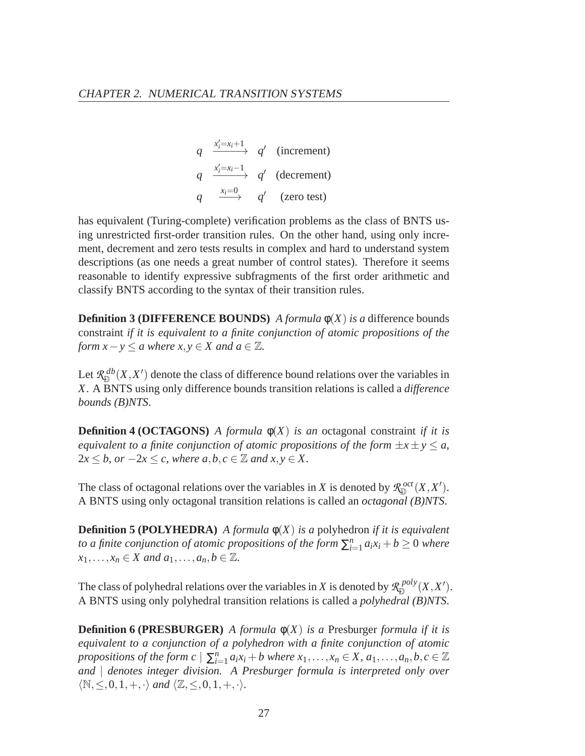$$
\begin{array}{llll}
q & \xrightarrow{x_i'=x_i+1} & q' & \text{(increment)} \\
q & \xrightarrow{x_i'=x_i-1} & q' & \text{(decrement)} \\
q & \xrightarrow{x_i=0} & q' & \text{(zero test)}
\end{array}
$$

has equivalent (Turing-complete) verification problems as the class of BNTS using unrestricted first-order transition rules. On the other hand, using only increment, decrement and zero tests results in complex and hard to understand system descriptions (as one needs a great number of control states). Therefore it seems reasonable to identify expressive subfragments of the first order arithmetic and classify BNTS according to the syntax of their transition rules.

**Definition 3 (DIFFERENCE BOUNDS)** *A formula $\phi(X)$ is a* difference bounds constraint *if it is equivalent to a finite conjunction of atomic propositions of the form $x - y \leq a$ where $x, y \in X$ and $a \in \mathbb{Z}$.*

Let $\mathcal{R}_{\mathbb{D}}^{db}(X, X')$ denote the class of difference bound relations over the variables in $X$. A BNTS using only difference bounds transition relations is called a *difference bounds (B)NTS*.

**Definition 4 (OCTAGONS)** *A formula $\phi(X)$ is an* octagonal constraint *if it is equivalent to a finite conjunction of atomic propositions of the form $\pm x \pm y \leq a$, $2x \leq b$, or $-2x \leq c$, where $a, b, c \in \mathbb{Z}$ and $x, y \in X$.*

The class of octagonal relations over the variables in $X$ is denoted by $\mathcal{R}_{\mathbb{D}}^{oct}(X, X')$. A BNTS using only octagonal transition relations is called an *octagonal (B)NTS*.

**Definition 5 (POLYHEDRA)** *A formula $\phi(X)$ is a* polyhedron *if it is equivalent to a finite conjunction of atomic propositions of the form $\sum_{i=1}^{n} a_i x_i + b \geq 0$ where $x_1, \ldots, x_n \in X$ and $a_1, \ldots, a_n, b \in \mathbb{Z}$.*

The class of polyhedral relations over the variables in $X$ is denoted by $\mathcal{R}_{\mathbb{D}}^{poly}(X, X')$. A BNTS using only polyhedral transition relations is called a *polyhedral (B)NTS*.

**Definition 6 (PRESBURGER)** *A formula $\phi(X)$ is a* Presburger *formula if it is equivalent to a conjunction of a polyhedron with a finite conjunction of atomic propositions of the form $c \mid \sum_{i=1}^{n} a_i x_i + b$ where $x_1, \ldots, x_n \in X$, $a_1, \ldots, a_n, b, c \in \mathbb{Z}$ and $\mid$ denotes integer division. A Presburger formula is interpreted only over $\langle \mathbb{N}, \leq, 0, 1, +, \cdot \rangle$ and $\langle \mathbb{Z}, \leq, 0, 1, +, \cdot \rangle$.*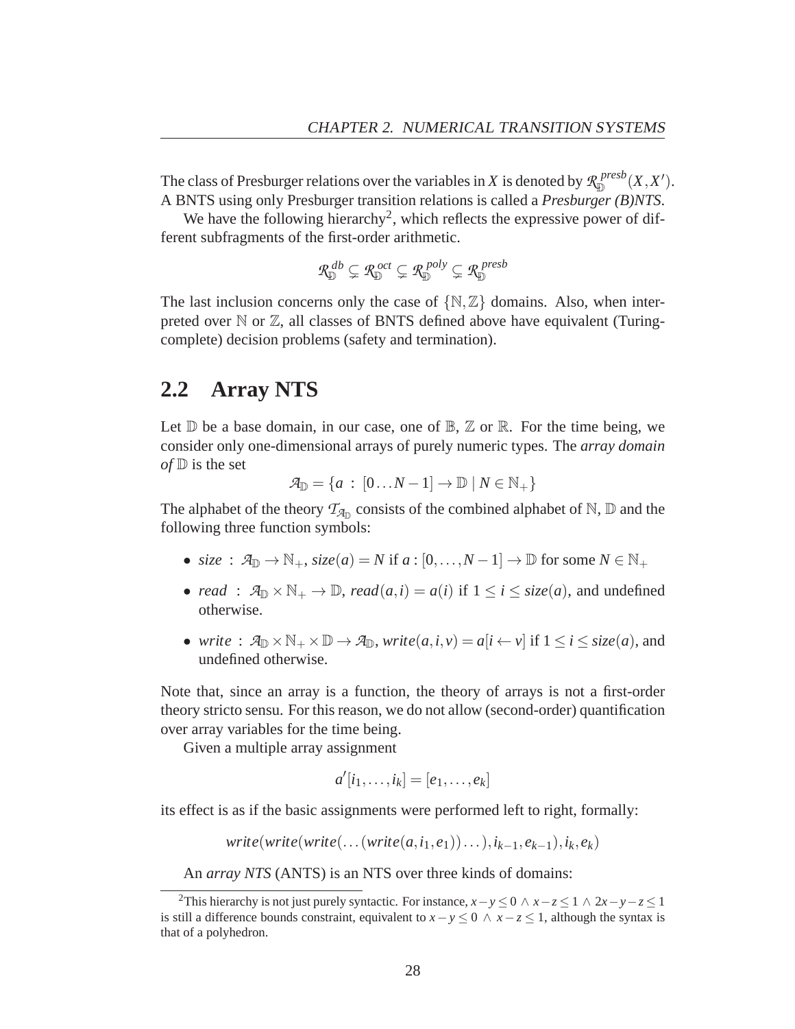The class of Presburger relations over the variables in $X$ is denoted by $\mathcal{R}_{\mathbb{D}}^{presb}(X, X')$. A BNTS using only Presburger transition relations is called a *Presburger (B)NTS*.

We have the following hierarchy[2], which reflects the expressive power of different subfragments of the first-order arithmetic.

$$\mathcal{R}_{\mathbb{D}}^{db} \subsetneq \mathcal{R}_{\mathbb{D}}^{oct} \subsetneq \mathcal{R}_{\mathbb{D}}^{poly} \subsetneq \mathcal{R}_{\mathbb{D}}^{presb}$$

The last inclusion concerns only the case of $\{\mathbb{N}, \mathbb{Z}\}$ domains. Also, when interpreted over $\mathbb{N}$ or $\mathbb{Z}$, all classes of BNTS defined above have equivalent (Turing-complete) decision problems (safety and termination).

## 2.2 Array NTS

Let $\mathbb{D}$ be a base domain, in our case, one of $\mathbb{B}$, $\mathbb{Z}$ or $\mathbb{R}$. For the time being, we consider only one-dimensional arrays of purely numeric types. The *array domain of* $\mathbb{D}$ is the set

$$\mathcal{A}_{\mathbb{D}} = \{a \,:\, [0 \ldots N-1] \to \mathbb{D} \mid N \in \mathbb{N}_+\}$$

The alphabet of the theory $\mathcal{T}_{\mathcal{A}_{\mathbb{D}}}$ consists of the combined alphabet of $\mathbb{N}$, $\mathbb{D}$ and the following three function symbols:

- $size \,:\, \mathcal{A}_{\mathbb{D}} \to \mathbb{N}_+$, $size(a) = N$ if $a : [0, \ldots, N-1] \to \mathbb{D}$ for some $N \in \mathbb{N}_+$
- $read \,:\, \mathcal{A}_{\mathbb{D}} \times \mathbb{N}_+ \to \mathbb{D}$, $read(a,i) = a(i)$ if $1 \leq i \leq size(a)$, and undefined otherwise.
- $write \,:\, \mathcal{A}_{\mathbb{D}} \times \mathbb{N}_+ \times \mathbb{D} \to \mathcal{A}_{\mathbb{D}}$, $write(a,i,v) = a[i \leftarrow v]$ if $1 \leq i \leq size(a)$, and undefined otherwise.

Note that, since an array is a function, the theory of arrays is not a first-order theory stricto sensu. For this reason, we do not allow (second-order) quantification over array variables for the time being.

Given a multiple array assignment

$$a'[i_1, \ldots, i_k] = [e_1, \ldots, e_k]$$

its effect is as if the basic assignments were performed left to right, formally:

$$write(write(write(\ldots(write(a, i_1, e_1))\ldots), i_{k-1}, e_{k-1}), i_k, e_k)$$

An *array NTS* (ANTS) is an NTS over three kinds of domains:

[2]This hierarchy is not just purely syntactic. For instance, $x - y \leq 0 \,\wedge\, x - z \leq 1 \,\wedge\, 2x - y - z \leq 1$ is still a difference bounds constraint, equivalent to $x - y \leq 0 \,\wedge\, x - z \leq 1$, although the syntax is that of a polyhedron.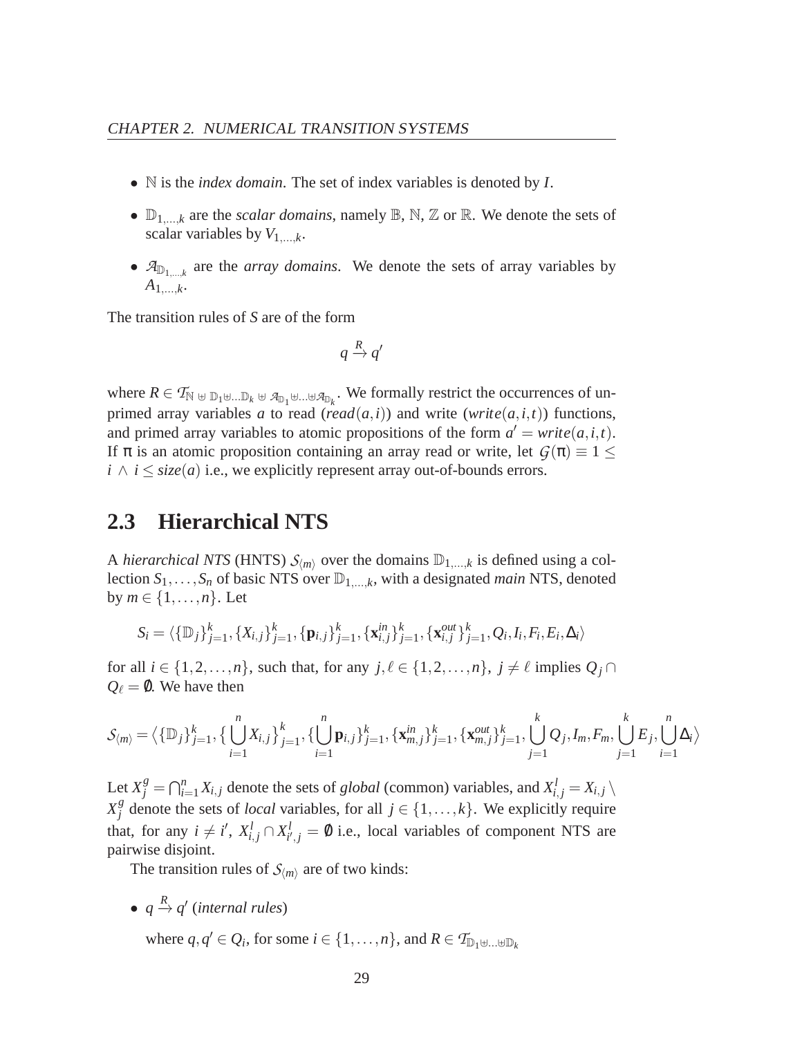- $\mathbb{N}$ is the *index domain*. The set of index variables is denoted by $I$.
- $\mathbb{D}_{1,\ldots,k}$ are the *scalar domains*, namely $\mathbb{B}$, $\mathbb{N}$, $\mathbb{Z}$ or $\mathbb{R}$. We denote the sets of scalar variables by $V_{1,\ldots,k}$.
- $\mathcal{A}_{\mathbb{D}_{1,\ldots,k}}$ are the *array domains*. We denote the sets of array variables by $A_{1,\ldots,k}$.

The transition rules of $S$ are of the form

$$q \xrightarrow{R} q'$$

where $R \in \mathcal{T}_{\mathbb{N} \uplus \mathbb{D}_1 \uplus \ldots \mathbb{D}_k \uplus \mathcal{A}_{\mathbb{D}_1} \uplus \ldots \uplus \mathcal{A}_{\mathbb{D}_k}}$. We formally restrict the occurrences of unprimed array variables $a$ to read ($read(a,i)$) and write ($write(a,i,t)$) functions, and primed array variables to atomic propositions of the form $a' = write(a,i,t)$. If $\pi$ is an atomic proposition containing an array read or write, let $\mathcal{G}(\pi) \equiv 1 \leq i \wedge i \leq size(a)$ i.e., we explicitly represent array out-of-bounds errors.

## 2.3 Hierarchical NTS

A *hierarchical NTS* (HNTS) $\mathcal{S}_{\langle m \rangle}$ over the domains $\mathbb{D}_{1,\ldots,k}$ is defined using a collection $S_1, \ldots, S_n$ of basic NTS over $\mathbb{D}_{1,\ldots,k}$, with a designated *main* NTS, denoted by $m \in \{1, \ldots, n\}$. Let

$$S_i = \langle \{\mathbb{D}_j\}_{j=1}^k, \{X_{i,j}\}_{j=1}^k, \{\mathbf{p}_{i,j}\}_{j=1}^k, \{\mathbf{x}_{i,j}^{in}\}_{j=1}^k, \{\mathbf{x}_{i,j}^{out}\}_{j=1}^k, Q_i, I_i, F_i, E_i, \Delta_i \rangle$$

for all $i \in \{1, 2, \ldots, n\}$, such that, for any $j, \ell \in \{1, 2, \ldots, n\}$, $j \neq \ell$ implies $Q_j \cap Q_\ell = \emptyset$. We have then

$$\mathcal{S}_{\langle m \rangle} = \Big\langle \{\mathbb{D}_j\}_{j=1}^k, \big\{ \bigcup_{i=1}^n X_{i,j} \big\}_{j=1}^k, \{\bigcup_{i=1}^n \mathbf{p}_{i,j}\}_{j=1}^k, \{\mathbf{x}_{m,j}^{in}\}_{j=1}^k, \{\mathbf{x}_{m,j}^{out}\}_{j=1}^k, \bigcup_{j=1}^k Q_j, I_m, F_m, \bigcup_{j=1}^k E_j, \bigcup_{i=1}^n \Delta_i \Big\rangle$$

Let $X_j^g = \bigcap_{i=1}^n X_{i,j}$ denote the sets of *global* (common) variables, and $X_{i,j}^l = X_{i,j} \setminus X_j^g$ denote the sets of *local* variables, for all $j \in \{1, \ldots, k\}$. We explicitly require that, for any $i \neq i'$, $X_{i,j}^l \cap X_{i',j}^l = \emptyset$ i.e., local variables of component NTS are pairwise disjoint.

The transition rules of $\mathcal{S}_{\langle m \rangle}$ are of two kinds:

- $q \xrightarrow{R} q'$ (*internal rules*)

  where $q, q' \in Q_i$, for some $i \in \{1, \ldots, n\}$, and $R \in \mathcal{T}_{\mathbb{D}_1 \uplus \ldots \uplus \mathbb{D}_k}$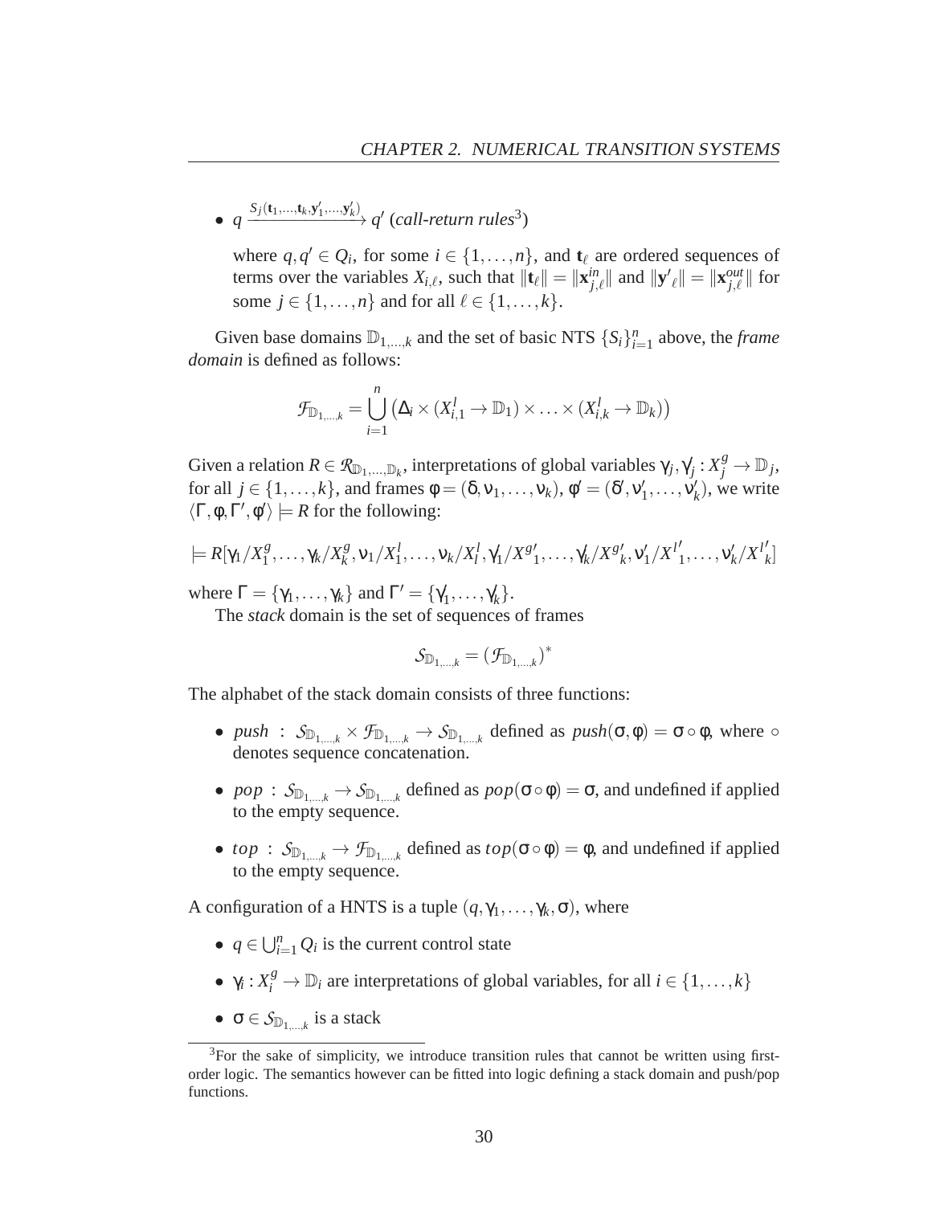- $q \xrightarrow{S_j(\mathbf{t}_1,\ldots,\mathbf{t}_k,\mathbf{y}'_1,\ldots,\mathbf{y}'_k)} q'$ (*call-return rules*[3])

  where $q, q' \in Q_i$, for some $i \in \{1,\ldots,n\}$, and $\mathbf{t}_\ell$ are ordered sequences of terms over the variables $X_{i,\ell}$, such that $\|\mathbf{t}_\ell\| = \|\mathbf{x}^{in}_{j,\ell}\|$ and $\|\mathbf{y}'_\ell\| = \|\mathbf{x}^{out}_{j,\ell}\|$ for some $j \in \{1,\ldots,n\}$ and for all $\ell \in \{1,\ldots,k\}$.

Given base domains $\mathbb{D}_{1,\ldots,k}$ and the set of basic NTS $\{S_i\}_{i=1}^n$ above, the *frame domain* is defined as follows:

$$\mathcal{F}_{\mathbb{D}_{1,\ldots,k}} = \bigcup_{i=1}^{n} \left(\Delta_i \times (X^l_{i,1} \to \mathbb{D}_1) \times \ldots \times (X^l_{i,k} \to \mathbb{D}_k)\right)$$

Given a relation $R \in \mathcal{R}_{\mathbb{D}_1,\ldots,\mathbb{D}_k}$, interpretations of global variables $\gamma_j, \gamma'_j : X^g_j \to \mathbb{D}_j$, for all $j \in \{1,\ldots,k\}$, and frames $\phi = (\delta, \nu_1, \ldots, \nu_k)$, $\phi' = (\delta', \nu'_1, \ldots, \nu'_k)$, we write $\langle \Gamma, \phi, \Gamma', \phi' \rangle \models R$ for the following:

$$\models R[\gamma_1/X^g_1, \ldots, \gamma_k/X^g_k, \nu_1/X^l_1, \ldots, \nu_k/X^l_l, \gamma'_1/X^{g\prime}_1, \ldots, \gamma'_k/X^{g\prime}_k, \nu'_1/X^{l\prime}_1, \ldots, \nu'_k/X^{l\prime}_k]$$

where $\Gamma = \{\gamma_1, \ldots, \gamma_k\}$ and $\Gamma' = \{\gamma'_1, \ldots, \gamma'_k\}$.

The *stack* domain is the set of sequences of frames

$$\mathcal{S}_{\mathbb{D}_{1,\ldots,k}} = (\mathcal{F}_{\mathbb{D}_{1,\ldots,k}})^*$$

The alphabet of the stack domain consists of three functions:

- $push : \mathcal{S}_{\mathbb{D}_{1,\ldots,k}} \times \mathcal{F}_{\mathbb{D}_{1,\ldots,k}} \to \mathcal{S}_{\mathbb{D}_{1,\ldots,k}}$ defined as $push(\sigma, \phi) = \sigma \circ \phi$, where $\circ$ denotes sequence concatenation.
- $pop : \mathcal{S}_{\mathbb{D}_{1,\ldots,k}} \to \mathcal{S}_{\mathbb{D}_{1,\ldots,k}}$ defined as $pop(\sigma \circ \phi) = \sigma$, and undefined if applied to the empty sequence.
- $top : \mathcal{S}_{\mathbb{D}_{1,\ldots,k}} \to \mathcal{F}_{\mathbb{D}_{1,\ldots,k}}$ defined as $top(\sigma \circ \phi) = \phi$, and undefined if applied to the empty sequence.

A configuration of a HNTS is a tuple $(q, \gamma_1, \ldots, \gamma_k, \sigma)$, where

- $q \in \bigcup_{i=1}^n Q_i$ is the current control state
- $\gamma_i : X^g_i \to \mathbb{D}_i$ are interpretations of global variables, for all $i \in \{1,\ldots,k\}$
- $\sigma \in \mathcal{S}_{\mathbb{D}_{1,\ldots,k}}$ is a stack

[3]For the sake of simplicity, we introduce transition rules that cannot be written using first-order logic. The semantics however can be fitted into logic defining a stack domain and push/pop functions.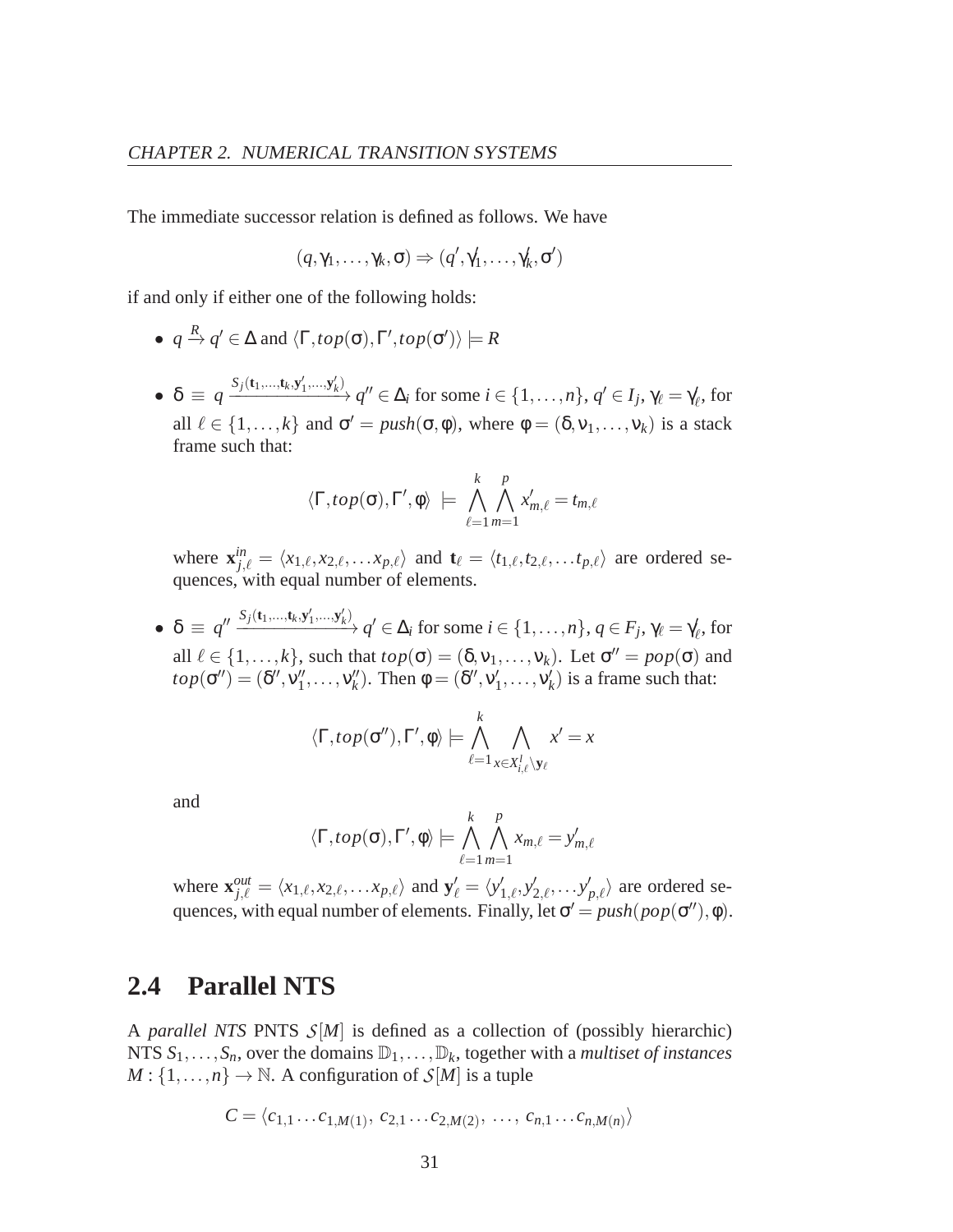The immediate successor relation is defined as follows. We have

$$(q, \gamma_1, \ldots, \gamma_k, \sigma) \Rightarrow (q', \gamma'_1, \ldots, \gamma'_k, \sigma')$$

if and only if either one of the following holds:

- $q \xrightarrow{R} q' \in \Delta$ and $\langle \Gamma, top(\sigma), \Gamma', top(\sigma') \rangle \models R$

- $\delta \equiv q \xrightarrow{S_j(\mathbf{t}_1, \ldots, \mathbf{t}_k, \mathbf{y}'_1, \ldots, \mathbf{y}'_k)} q'' \in \Delta_i$ for some $i \in \{1, \ldots, n\}$, $q' \in I_j$, $\gamma_\ell = \gamma'_\ell$, for all $\ell \in \{1, \ldots, k\}$ and $\sigma' = push(\sigma, \phi)$, where $\phi = (\delta, \nu_1, \ldots, \nu_k)$ is a stack frame such that:

$$\langle \Gamma, top(\sigma), \Gamma', \phi \rangle \models \bigwedge_{\ell=1}^{k} \bigwedge_{m=1}^{p} x'_{m,\ell} = t_{m,\ell}$$

  where $\mathbf{x}^{in}_{j,\ell} = \langle x_{1,\ell}, x_{2,\ell}, \ldots x_{p,\ell} \rangle$ and $\mathbf{t}_\ell = \langle t_{1,\ell}, t_{2,\ell}, \ldots t_{p,\ell} \rangle$ are ordered sequences, with equal number of elements.

- $\delta \equiv q'' \xrightarrow{S_j(\mathbf{t}_1, \ldots, \mathbf{t}_k, \mathbf{y}'_1, \ldots, \mathbf{y}'_k)} q' \in \Delta_i$ for some $i \in \{1, \ldots, n\}$, $q \in F_j$, $\gamma_\ell = \gamma'_\ell$, for all $\ell \in \{1, \ldots, k\}$, such that $top(\sigma) = (\delta, \nu_1, \ldots, \nu_k)$. Let $\sigma'' = pop(\sigma)$ and $top(\sigma'') = (\delta'', \nu''_1, \ldots, \nu''_k)$. Then $\phi = (\delta'', \nu'_1, \ldots, \nu'_k)$ is a frame such that:

$$\langle \Gamma, top(\sigma''), \Gamma', \phi \rangle \models \bigwedge_{\ell=1}^{k} \bigwedge_{x \in X^l_{i,\ell} \setminus \mathbf{y}_\ell} x' = x$$

  and

$$\langle \Gamma, top(\sigma), \Gamma', \phi \rangle \models \bigwedge_{\ell=1}^{k} \bigwedge_{m=1}^{p} x_{m,\ell} = y'_{m,\ell}$$

  where $\mathbf{x}^{out}_{j,\ell} = \langle x_{1,\ell}, x_{2,\ell}, \ldots x_{p,\ell} \rangle$ and $\mathbf{y}'_\ell = \langle y'_{1,\ell}, y'_{2,\ell}, \ldots y'_{p,\ell} \rangle$ are ordered sequences, with equal number of elements. Finally, let $\sigma' = push(pop(\sigma''), \phi)$.

## 2.4 Parallel NTS

A *parallel NTS* PNTS $\mathcal{S}[M]$ is defined as a collection of (possibly hierarchic) NTS $S_1, \ldots, S_n$, over the domains $\mathbb{D}_1, \ldots, \mathbb{D}_k$, together with a *multiset of instances* $M : \{1, \ldots, n\} \to \mathbb{N}$. A configuration of $\mathcal{S}[M]$ is a tuple

$$C = \langle c_{1,1} \ldots c_{1,M(1)},\ c_{2,1} \ldots c_{2,M(2)},\ \ldots,\ c_{n,1} \ldots c_{n,M(n)} \rangle$$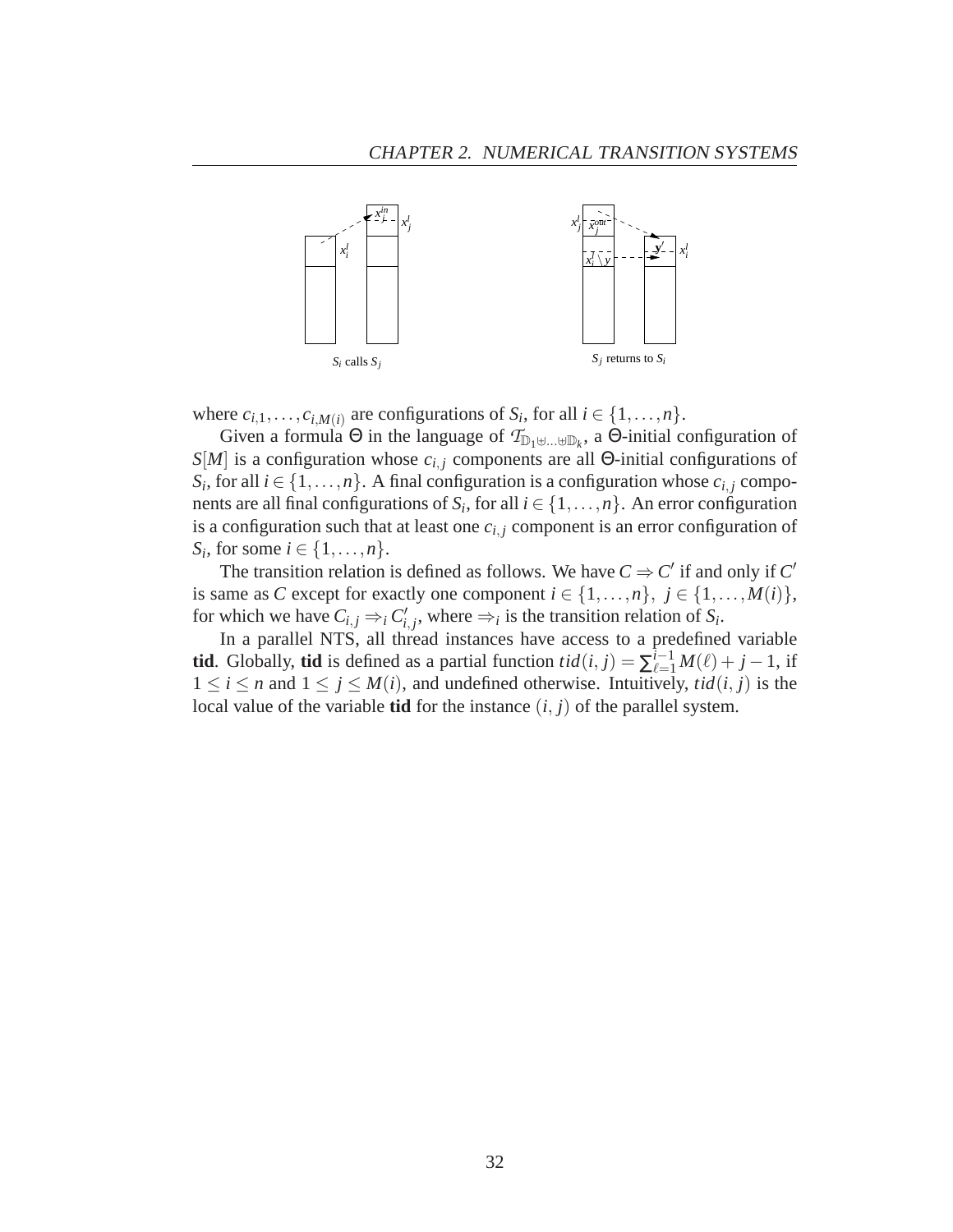$S_i$ calls $S_j$

$S_j$ returns to $S_i$

where $c_{i,1}, \ldots, c_{i,M(i)}$ are configurations of $S_i$, for all $i \in \{1, \ldots, n\}$.

Given a formula $\Theta$ in the language of $\mathcal{T}_{\mathbb{D}_1 \uplus \ldots \uplus \mathbb{D}_k}$, a $\Theta$-initial configuration of $S[M]$ is a configuration whose $c_{i,j}$ components are all $\Theta$-initial configurations of $S_i$, for all $i \in \{1, \ldots, n\}$. A final configuration is a configuration whose $c_{i,j}$ components are all final configurations of $S_i$, for all $i \in \{1, \ldots, n\}$. An error configuration is a configuration such that at least one $c_{i,j}$ component is an error configuration of $S_i$, for some $i \in \{1, \ldots, n\}$.

The transition relation is defined as follows. We have $C \Rightarrow C'$ if and only if $C'$ is same as $C$ except for exactly one component $i \in \{1, \ldots, n\},\ j \in \{1, \ldots, M(i)\}$, for which we have $C_{i,j} \Rightarrow_i C'_{i,j}$, where $\Rightarrow_i$ is the transition relation of $S_i$.

In a parallel NTS, all thread instances have access to a predefined variable **tid**. Globally, **tid** is defined as a partial function $tid(i,j) = \sum_{\ell=1}^{i-1} M(\ell) + j - 1$, if $1 \leq i \leq n$ and $1 \leq j \leq M(i)$, and undefined otherwise. Intuitively, $tid(i,j)$ is the local value of the variable **tid** for the instance $(i,j)$ of the parallel system.